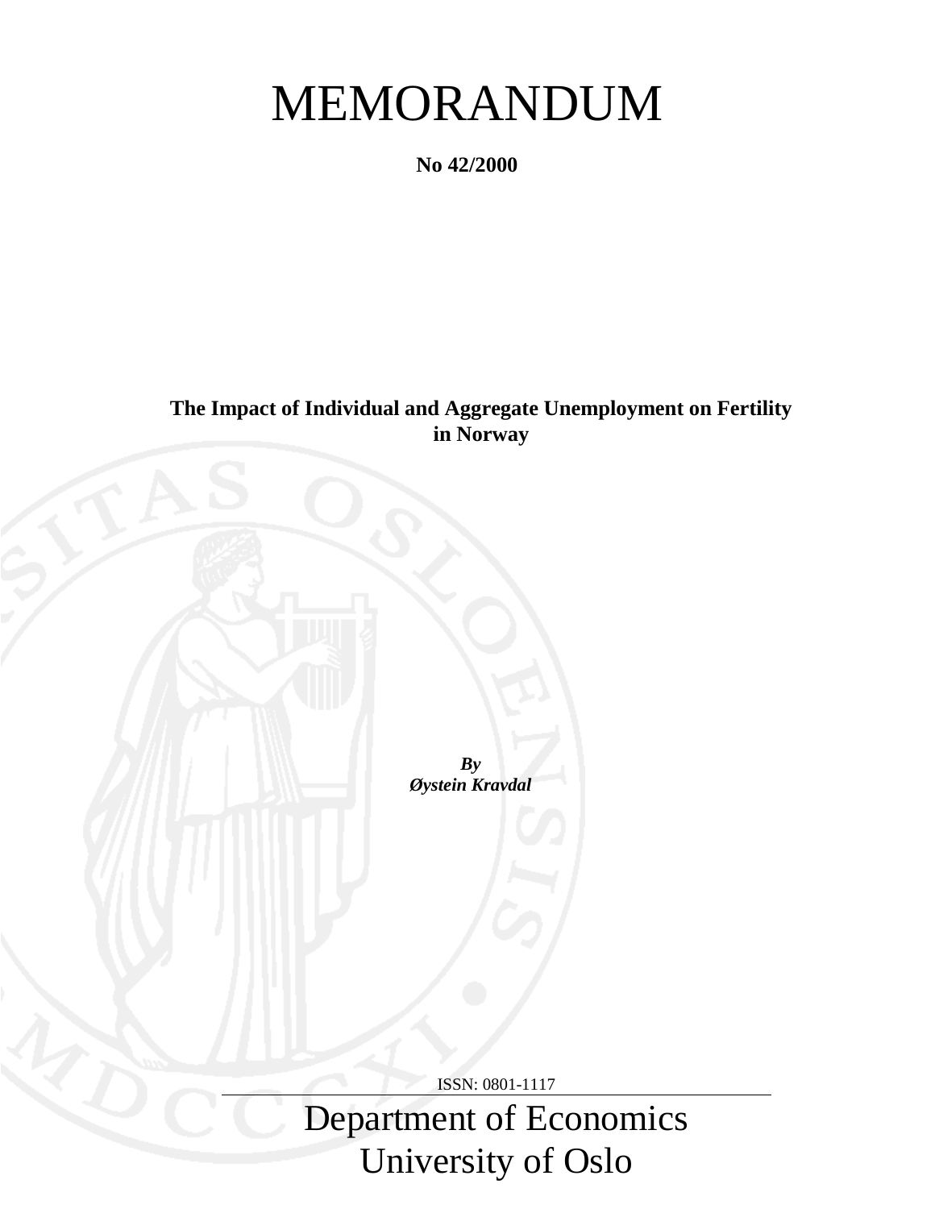# MEMORANDUM

**No 42/2000**

**The Impact of Individual and Aggregate Unemployment on Fertility in Norway**

***By***
***Øystein Kravdal***

ISSN: 0801-1117

Department of Economics
University of Oslo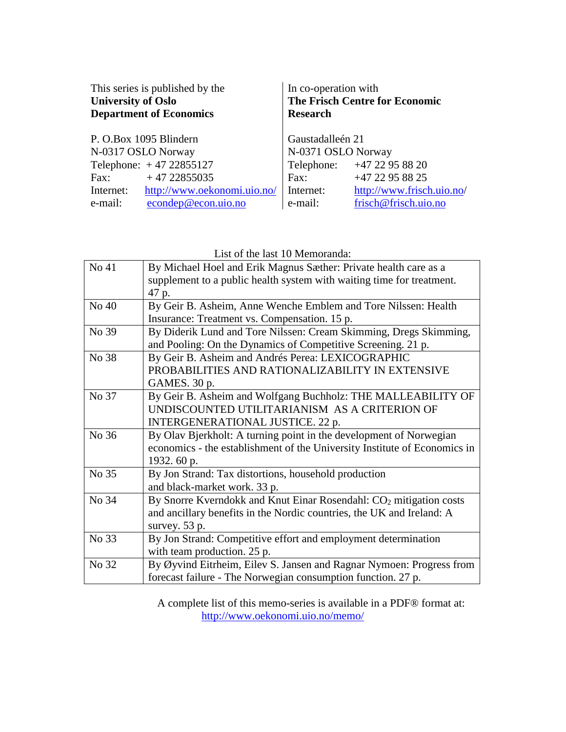This series is published by the
**University of Oslo**
**Department of Economics**

P. O.Box 1095 Blindern
N-0317 OSLO Norway
Telephone: + 47 22855127
Fax: + 47 22855035
Internet: http://www.oekonomi.uio.no/
e-mail: econdep@econ.uio.no

In co-operation with
**The Frisch Centre for Economic Research**

Gaustadalleén 21
N-0371 OSLO Norway
Telephone: +47 22 95 88 20
Fax: +47 22 95 88 25
Internet: http://www.frisch.uio.no/
e-mail: frisch@frisch.uio.no

List of the last 10 Memoranda:

| | |
|---|---|
| No 41 | By Michael Hoel and Erik Magnus Sæther: Private health care as a supplement to a public health system with waiting time for treatment. 47 p. |
| No 40 | By Geir B. Asheim, Anne Wenche Emblem and Tore Nilssen: Health Insurance: Treatment vs. Compensation. 15 p. |
| No 39 | By Diderik Lund and Tore Nilssen: Cream Skimming, Dregs Skimming, and Pooling: On the Dynamics of Competitive Screening. 21 p. |
| No 38 | By Geir B. Asheim and Andrés Perea: LEXICOGRAPHIC PROBABILITIES AND RATIONALIZABILITY IN EXTENSIVE GAMES. 30 p. |
| No 37 | By Geir B. Asheim and Wolfgang Buchholz: THE MALLEABILITY OF UNDISCOUNTED UTILITARIANISM AS A CRITERION OF INTERGENERATIONAL JUSTICE. 22 p. |
| No 36 | By Olav Bjerkholt: A turning point in the development of Norwegian economics - the establishment of the University Institute of Economics in 1932. 60 p. |
| No 35 | By Jon Strand: Tax distortions, household production and black-market work. 33 p. |
| No 34 | By Snorre Kverndokk and Knut Einar Rosendahl: $CO_2$ mitigation costs and ancillary benefits in the Nordic countries, the UK and Ireland: A survey. 53 p. |
| No 33 | By Jon Strand: Competitive effort and employment determination with team production. 25 p. |
| No 32 | By Øyvind Eitrheim, Eilev S. Jansen and Ragnar Nymoen: Progress from forecast failure - The Norwegian consumption function. 27 p. |

A complete list of this memo-series is available in a PDF® format at:
http://www.oekonomi.uio.no/memo/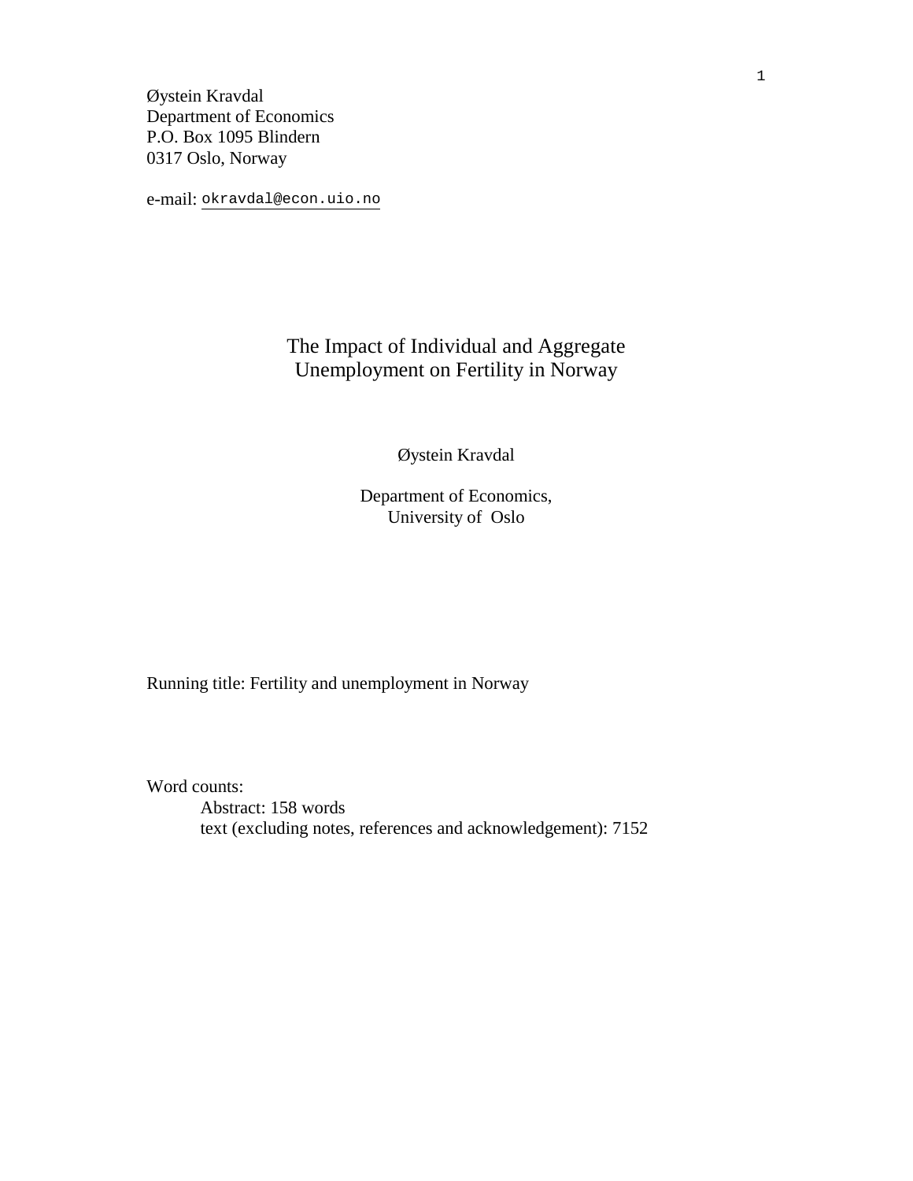Øystein Kravdal
Department of Economics
P.O. Box 1095 Blindern
0317 Oslo, Norway

e-mail: okravdal@econ.uio.no

# The Impact of Individual and Aggregate Unemployment on Fertility in Norway

Øystein Kravdal

Department of Economics,
University of Oslo

Running title: Fertility and unemployment in Norway

Word counts:

Abstract: 158 words
text (excluding notes, references and acknowledgement): 7152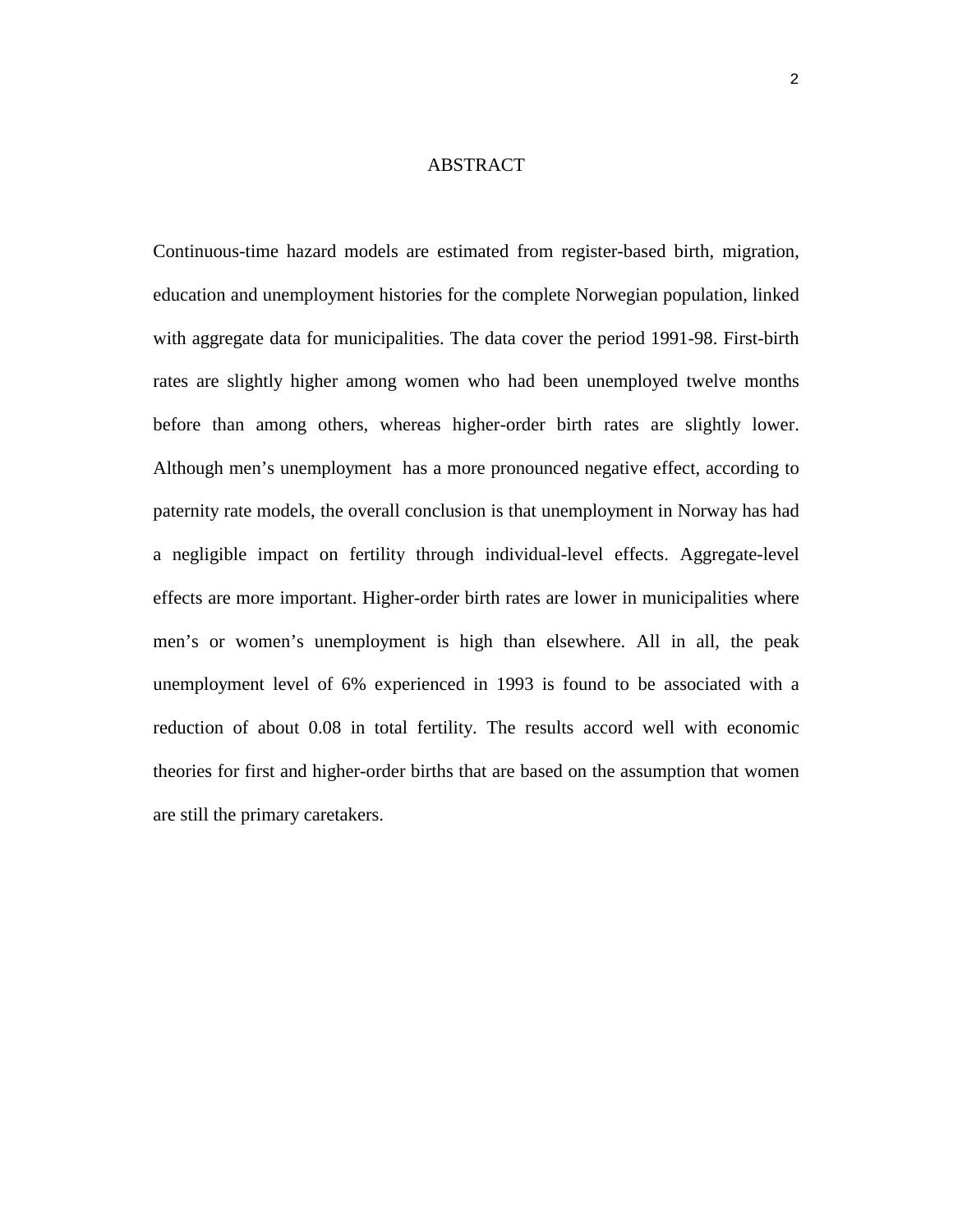# ABSTRACT

Continuous-time hazard models are estimated from register-based birth, migration, education and unemployment histories for the complete Norwegian population, linked with aggregate data for municipalities. The data cover the period 1991-98. First-birth rates are slightly higher among women who had been unemployed twelve months before than among others, whereas higher-order birth rates are slightly lower. Although men's unemployment has a more pronounced negative effect, according to paternity rate models, the overall conclusion is that unemployment in Norway has had a negligible impact on fertility through individual-level effects. Aggregate-level effects are more important. Higher-order birth rates are lower in municipalities where men's or women's unemployment is high than elsewhere. All in all, the peak unemployment level of 6% experienced in 1993 is found to be associated with a reduction of about 0.08 in total fertility. The results accord well with economic theories for first and higher-order births that are based on the assumption that women are still the primary caretakers.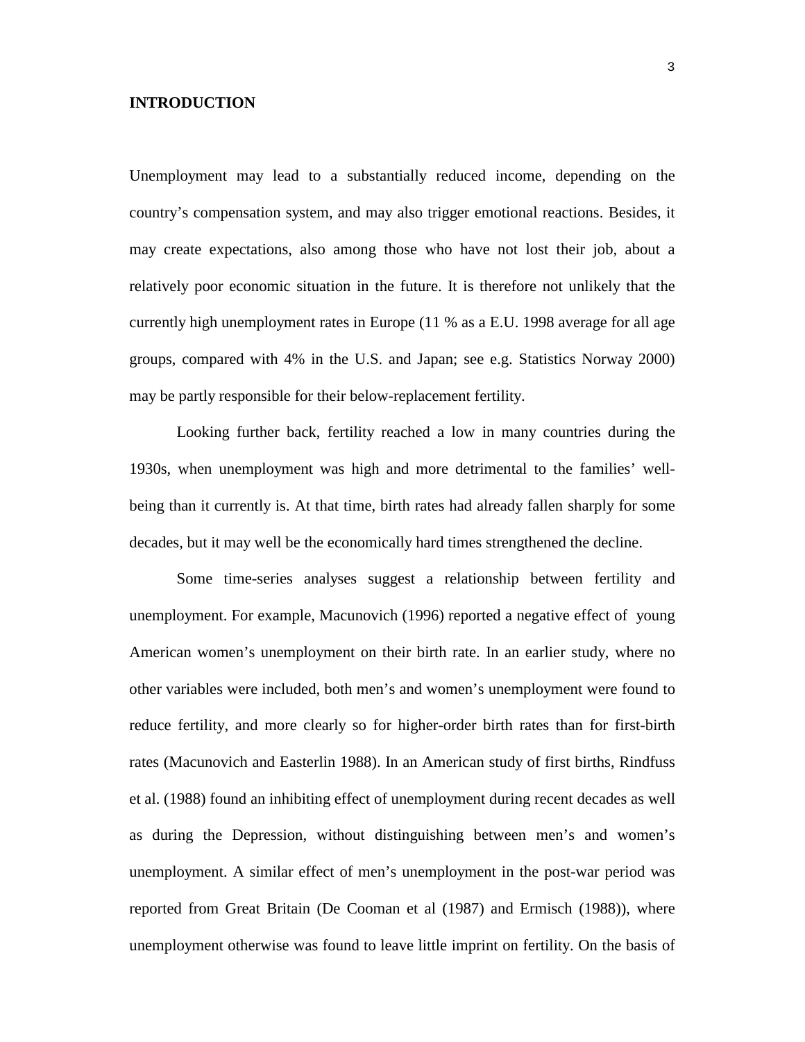## INTRODUCTION

Unemployment may lead to a substantially reduced income, depending on the country's compensation system, and may also trigger emotional reactions. Besides, it may create expectations, also among those who have not lost their job, about a relatively poor economic situation in the future. It is therefore not unlikely that the currently high unemployment rates in Europe (11 % as a E.U. 1998 average for all age groups, compared with 4% in the U.S. and Japan; see e.g. Statistics Norway 2000) may be partly responsible for their below-replacement fertility.

Looking further back, fertility reached a low in many countries during the 1930s, when unemployment was high and more detrimental to the families' well-being than it currently is. At that time, birth rates had already fallen sharply for some decades, but it may well be the economically hard times strengthened the decline.

Some time-series analyses suggest a relationship between fertility and unemployment. For example, Macunovich (1996) reported a negative effect of young American women's unemployment on their birth rate. In an earlier study, where no other variables were included, both men's and women's unemployment were found to reduce fertility, and more clearly so for higher-order birth rates than for first-birth rates (Macunovich and Easterlin 1988). In an American study of first births, Rindfuss et al. (1988) found an inhibiting effect of unemployment during recent decades as well as during the Depression, without distinguishing between men's and women's unemployment. A similar effect of men's unemployment in the post-war period was reported from Great Britain (De Cooman et al (1987) and Ermisch (1988)), where unemployment otherwise was found to leave little imprint on fertility. On the basis of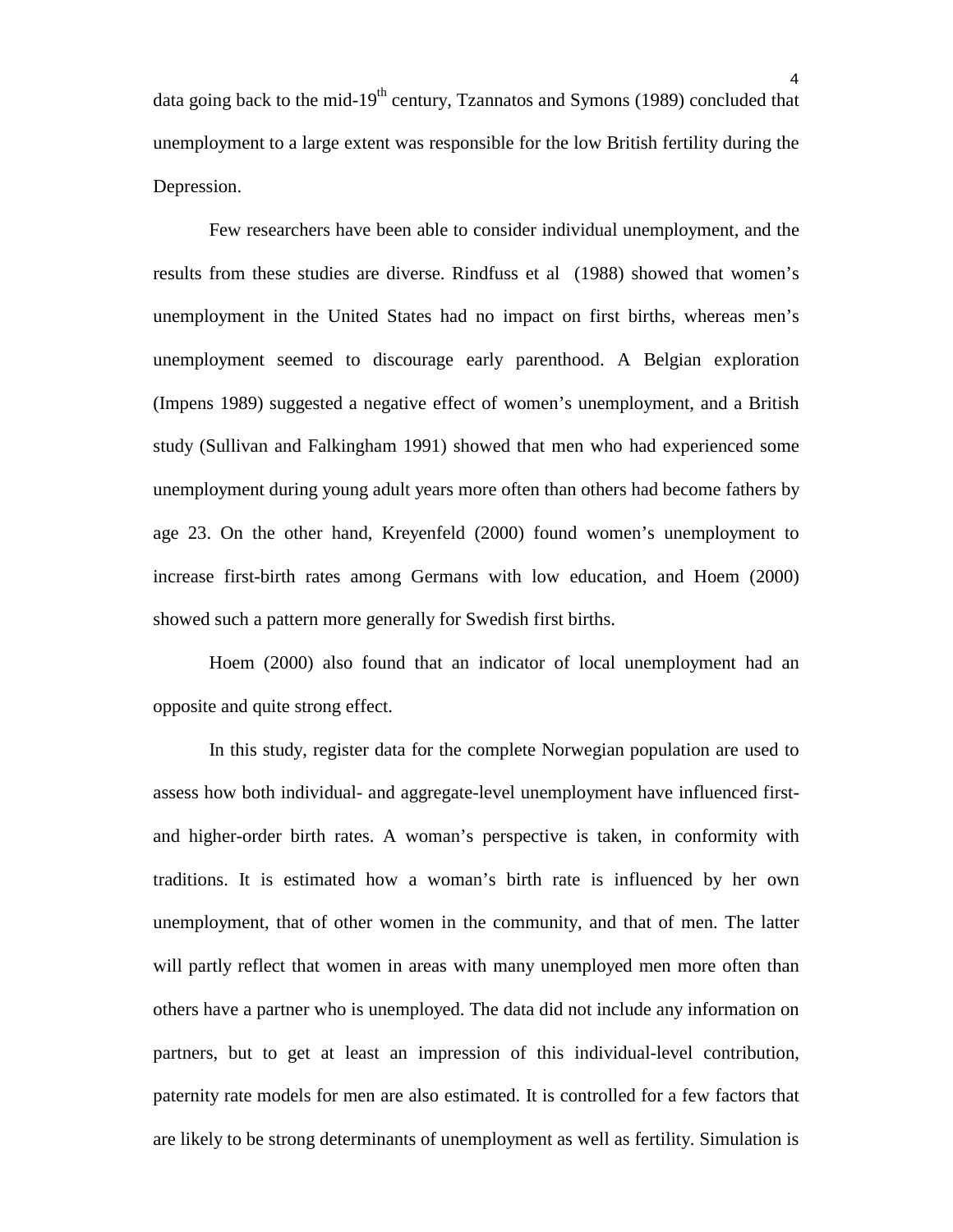data going back to the mid-19th century, Tzannatos and Symons (1989) concluded that unemployment to a large extent was responsible for the low British fertility during the Depression.

Few researchers have been able to consider individual unemployment, and the results from these studies are diverse. Rindfuss et al (1988) showed that women's unemployment in the United States had no impact on first births, whereas men's unemployment seemed to discourage early parenthood. A Belgian exploration (Impens 1989) suggested a negative effect of women's unemployment, and a British study (Sullivan and Falkingham 1991) showed that men who had experienced some unemployment during young adult years more often than others had become fathers by age 23. On the other hand, Kreyenfeld (2000) found women's unemployment to increase first-birth rates among Germans with low education, and Hoem (2000) showed such a pattern more generally for Swedish first births.

Hoem (2000) also found that an indicator of local unemployment had an opposite and quite strong effect.

In this study, register data for the complete Norwegian population are used to assess how both individual- and aggregate-level unemployment have influenced first- and higher-order birth rates. A woman's perspective is taken, in conformity with traditions. It is estimated how a woman's birth rate is influenced by her own unemployment, that of other women in the community, and that of men. The latter will partly reflect that women in areas with many unemployed men more often than others have a partner who is unemployed. The data did not include any information on partners, but to get at least an impression of this individual-level contribution, paternity rate models for men are also estimated. It is controlled for a few factors that are likely to be strong determinants of unemployment as well as fertility. Simulation is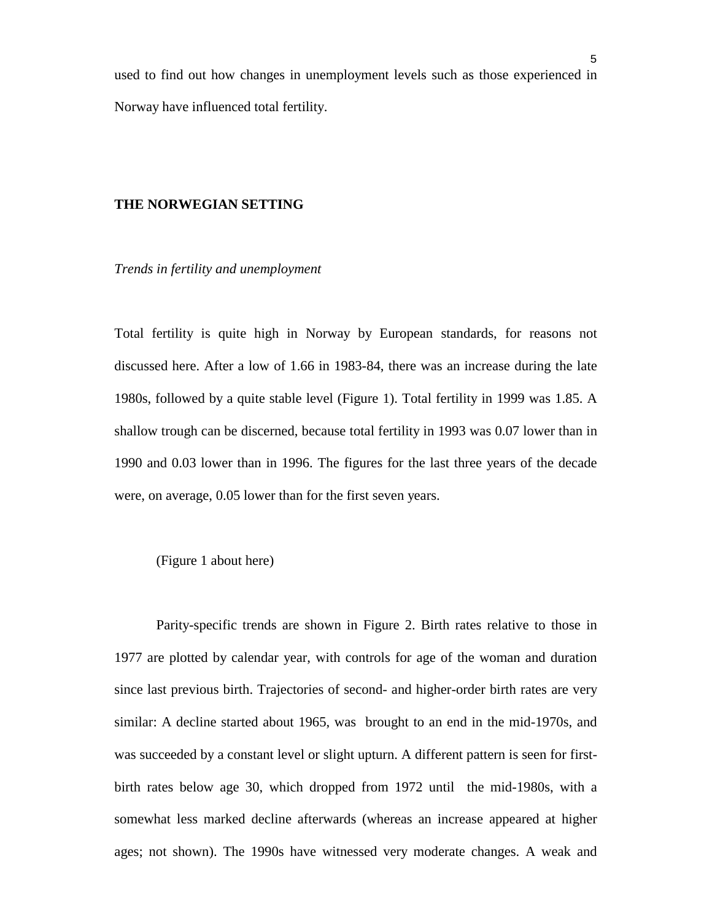used to find out how changes in unemployment levels such as those experienced in Norway have influenced total fertility.

## THE NORWEGIAN SETTING

### *Trends in fertility and unemployment*

Total fertility is quite high in Norway by European standards, for reasons not discussed here. After a low of 1.66 in 1983-84, there was an increase during the late 1980s, followed by a quite stable level (Figure 1). Total fertility in 1999 was 1.85. A shallow trough can be discerned, because total fertility in 1993 was 0.07 lower than in 1990 and 0.03 lower than in 1996. The figures for the last three years of the decade were, on average, 0.05 lower than for the first seven years.

(Figure 1 about here)

Parity-specific trends are shown in Figure 2. Birth rates relative to those in 1977 are plotted by calendar year, with controls for age of the woman and duration since last previous birth. Trajectories of second- and higher-order birth rates are very similar: A decline started about 1965, was brought to an end in the mid-1970s, and was succeeded by a constant level or slight upturn. A different pattern is seen for first-birth rates below age 30, which dropped from 1972 until the mid-1980s, with a somewhat less marked decline afterwards (whereas an increase appeared at higher ages; not shown). The 1990s have witnessed very moderate changes. A weak and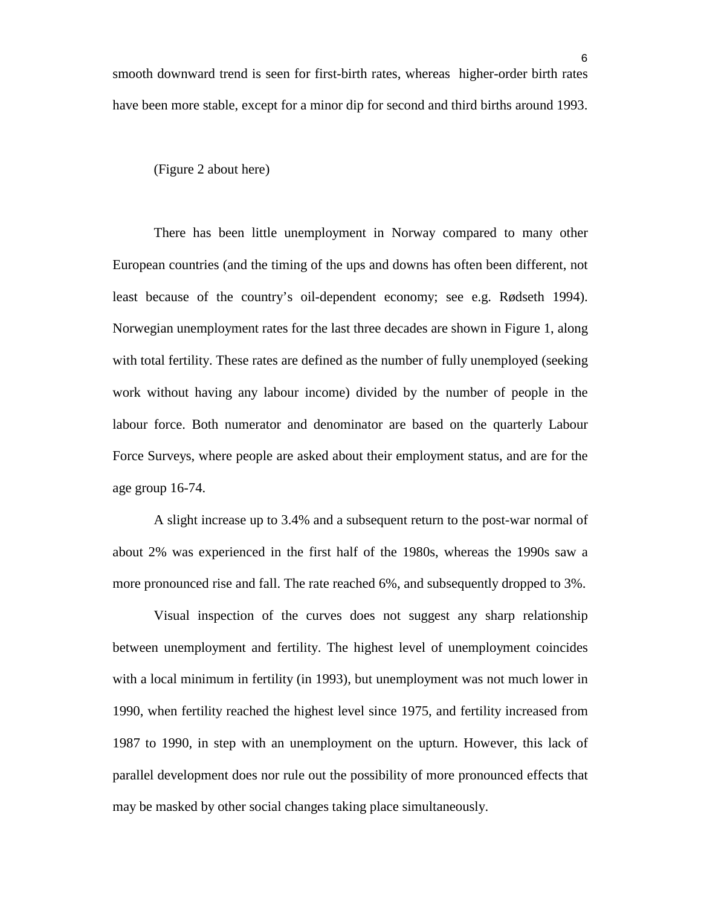smooth downward trend is seen for first-birth rates, whereas higher-order birth rates have been more stable, except for a minor dip for second and third births around 1993.

(Figure 2 about here)

There has been little unemployment in Norway compared to many other European countries (and the timing of the ups and downs has often been different, not least because of the country's oil-dependent economy; see e.g. Rødseth 1994). Norwegian unemployment rates for the last three decades are shown in Figure 1, along with total fertility. These rates are defined as the number of fully unemployed (seeking work without having any labour income) divided by the number of people in the labour force. Both numerator and denominator are based on the quarterly Labour Force Surveys, where people are asked about their employment status, and are for the age group 16-74.

A slight increase up to 3.4% and a subsequent return to the post-war normal of about 2% was experienced in the first half of the 1980s, whereas the 1990s saw a more pronounced rise and fall. The rate reached 6%, and subsequently dropped to 3%.

Visual inspection of the curves does not suggest any sharp relationship between unemployment and fertility. The highest level of unemployment coincides with a local minimum in fertility (in 1993), but unemployment was not much lower in 1990, when fertility reached the highest level since 1975, and fertility increased from 1987 to 1990, in step with an unemployment on the upturn. However, this lack of parallel development does nor rule out the possibility of more pronounced effects that may be masked by other social changes taking place simultaneously.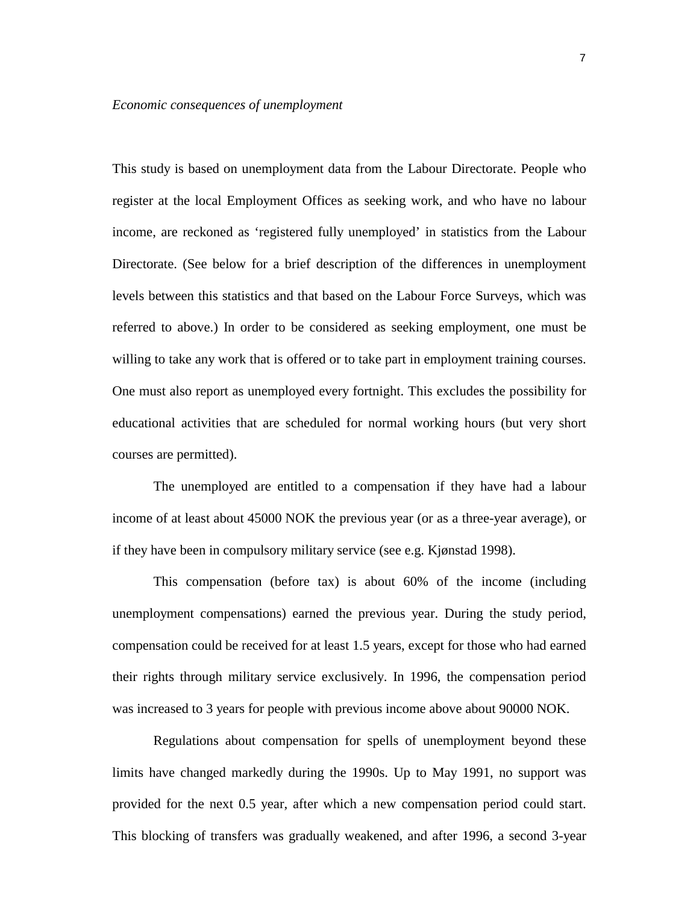*Economic consequences of unemployment*

This study is based on unemployment data from the Labour Directorate. People who register at the local Employment Offices as seeking work, and who have no labour income, are reckoned as 'registered fully unemployed' in statistics from the Labour Directorate. (See below for a brief description of the differences in unemployment levels between this statistics and that based on the Labour Force Surveys, which was referred to above.) In order to be considered as seeking employment, one must be willing to take any work that is offered or to take part in employment training courses. One must also report as unemployed every fortnight. This excludes the possibility for educational activities that are scheduled for normal working hours (but very short courses are permitted).

The unemployed are entitled to a compensation if they have had a labour income of at least about 45000 NOK the previous year (or as a three-year average), or if they have been in compulsory military service (see e.g. Kjønstad 1998).

This compensation (before tax) is about 60% of the income (including unemployment compensations) earned the previous year. During the study period, compensation could be received for at least 1.5 years, except for those who had earned their rights through military service exclusively. In 1996, the compensation period was increased to 3 years for people with previous income above about 90000 NOK.

Regulations about compensation for spells of unemployment beyond these limits have changed markedly during the 1990s. Up to May 1991, no support was provided for the next 0.5 year, after which a new compensation period could start. This blocking of transfers was gradually weakened, and after 1996, a second 3-year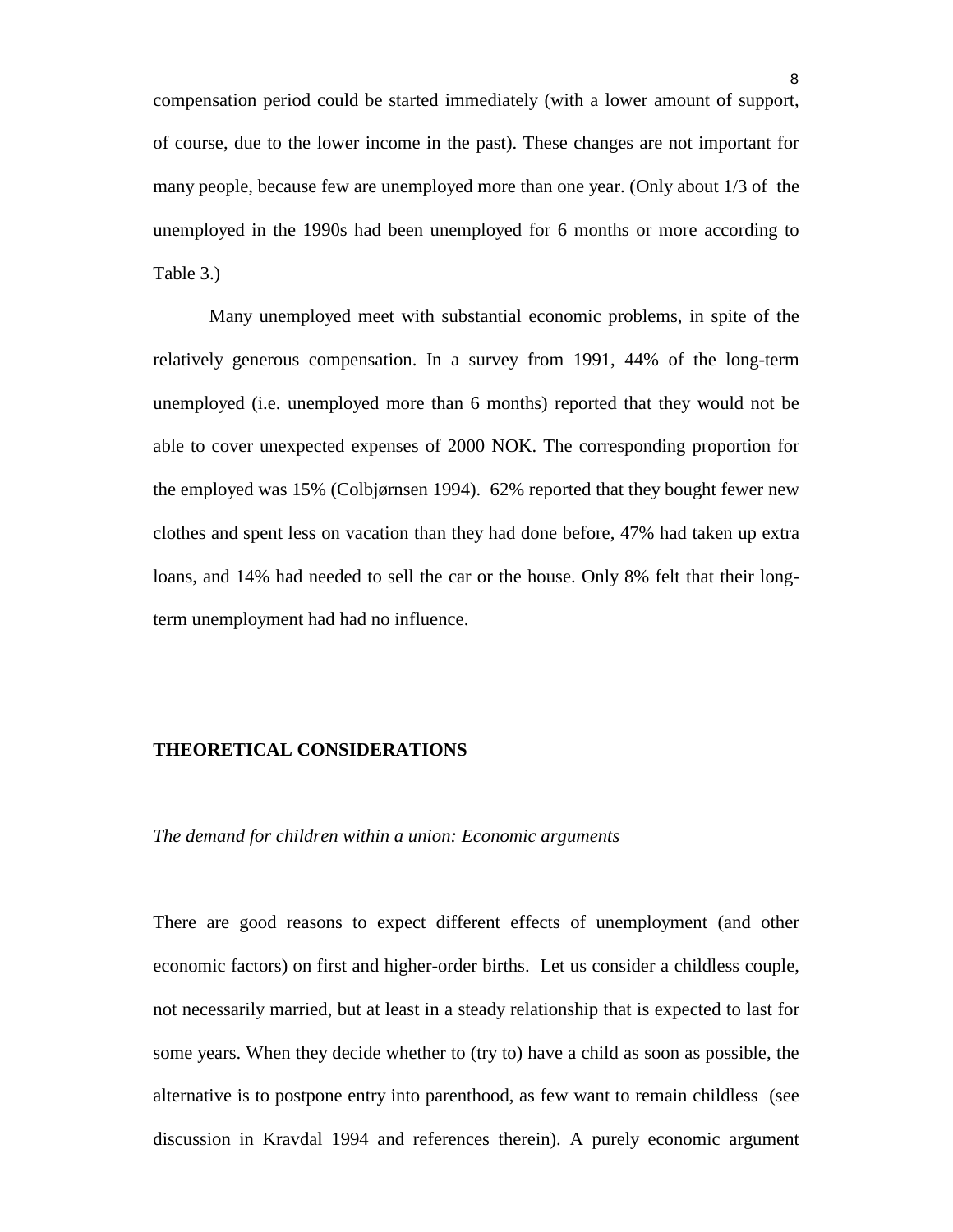compensation period could be started immediately (with a lower amount of support, of course, due to the lower income in the past). These changes are not important for many people, because few are unemployed more than one year. (Only about 1/3 of the unemployed in the 1990s had been unemployed for 6 months or more according to Table 3.)

Many unemployed meet with substantial economic problems, in spite of the relatively generous compensation. In a survey from 1991, 44% of the long-term unemployed (i.e. unemployed more than 6 months) reported that they would not be able to cover unexpected expenses of 2000 NOK. The corresponding proportion for the employed was 15% (Colbjørnsen 1994). 62% reported that they bought fewer new clothes and spent less on vacation than they had done before, 47% had taken up extra loans, and 14% had needed to sell the car or the house. Only 8% felt that their long-term unemployment had had no influence.

## THEORETICAL CONSIDERATIONS

### *The demand for children within a union: Economic arguments*

There are good reasons to expect different effects of unemployment (and other economic factors) on first and higher-order births. Let us consider a childless couple, not necessarily married, but at least in a steady relationship that is expected to last for some years. When they decide whether to (try to) have a child as soon as possible, the alternative is to postpone entry into parenthood, as few want to remain childless (see discussion in Kravdal 1994 and references therein). A purely economic argument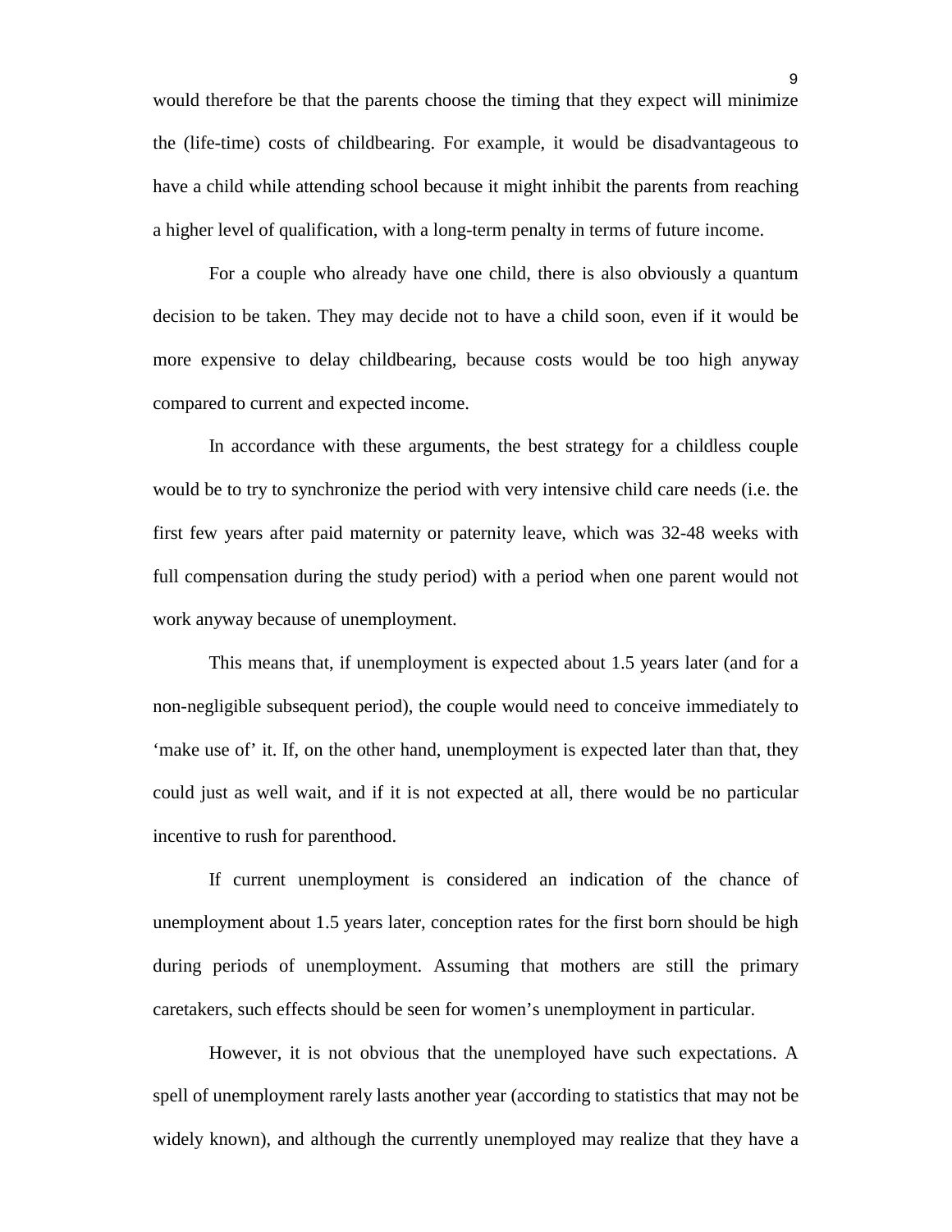would therefore be that the parents choose the timing that they expect will minimize the (life-time) costs of childbearing. For example, it would be disadvantageous to have a child while attending school because it might inhibit the parents from reaching a higher level of qualification, with a long-term penalty in terms of future income.

For a couple who already have one child, there is also obviously a quantum decision to be taken. They may decide not to have a child soon, even if it would be more expensive to delay childbearing, because costs would be too high anyway compared to current and expected income.

In accordance with these arguments, the best strategy for a childless couple would be to try to synchronize the period with very intensive child care needs (i.e. the first few years after paid maternity or paternity leave, which was 32-48 weeks with full compensation during the study period) with a period when one parent would not work anyway because of unemployment.

This means that, if unemployment is expected about 1.5 years later (and for a non-negligible subsequent period), the couple would need to conceive immediately to 'make use of' it. If, on the other hand, unemployment is expected later than that, they could just as well wait, and if it is not expected at all, there would be no particular incentive to rush for parenthood.

If current unemployment is considered an indication of the chance of unemployment about 1.5 years later, conception rates for the first born should be high during periods of unemployment. Assuming that mothers are still the primary caretakers, such effects should be seen for women's unemployment in particular.

However, it is not obvious that the unemployed have such expectations. A spell of unemployment rarely lasts another year (according to statistics that may not be widely known), and although the currently unemployed may realize that they have a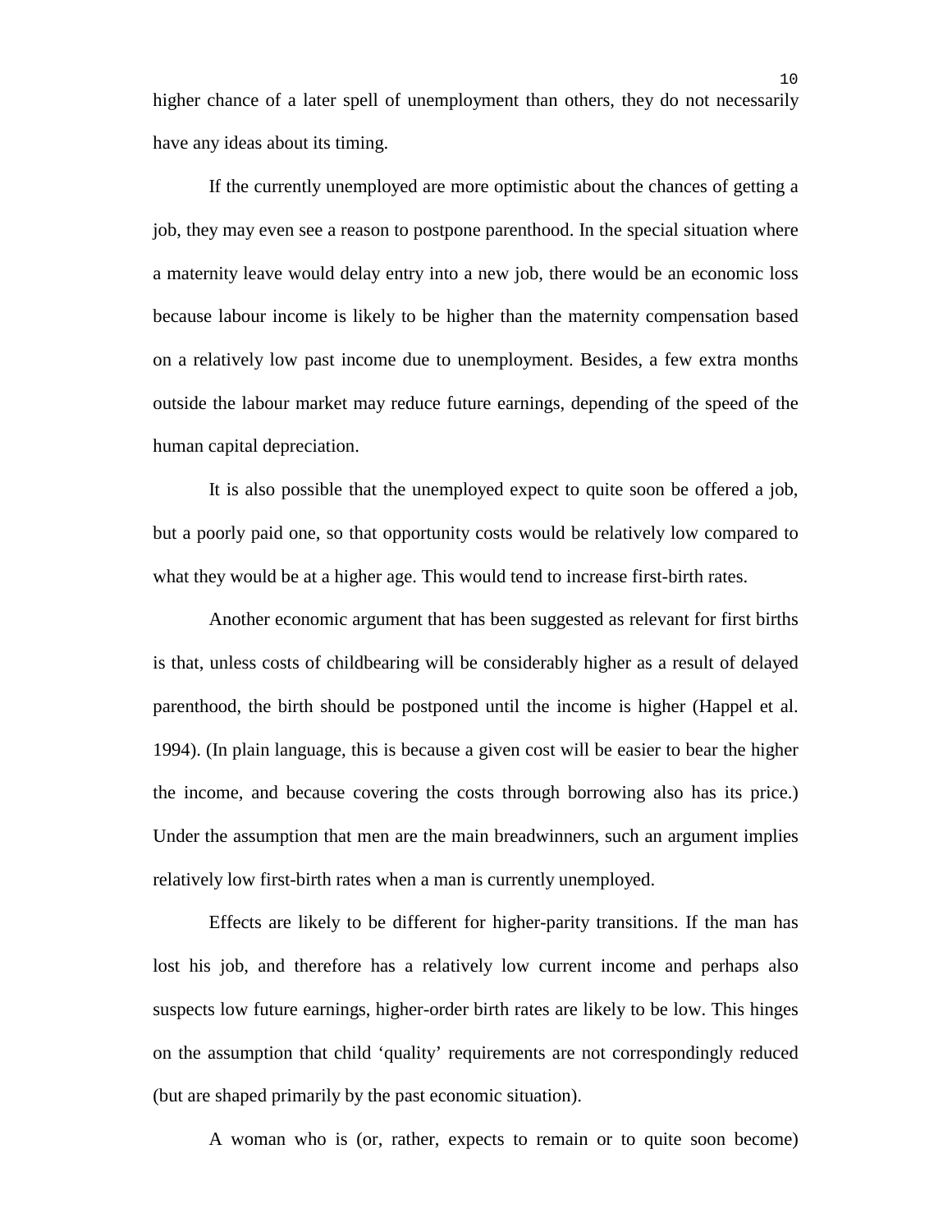higher chance of a later spell of unemployment than others, they do not necessarily have any ideas about its timing.

If the currently unemployed are more optimistic about the chances of getting a job, they may even see a reason to postpone parenthood. In the special situation where a maternity leave would delay entry into a new job, there would be an economic loss because labour income is likely to be higher than the maternity compensation based on a relatively low past income due to unemployment. Besides, a few extra months outside the labour market may reduce future earnings, depending of the speed of the human capital depreciation.

It is also possible that the unemployed expect to quite soon be offered a job, but a poorly paid one, so that opportunity costs would be relatively low compared to what they would be at a higher age. This would tend to increase first-birth rates.

Another economic argument that has been suggested as relevant for first births is that, unless costs of childbearing will be considerably higher as a result of delayed parenthood, the birth should be postponed until the income is higher (Happel et al. 1994). (In plain language, this is because a given cost will be easier to bear the higher the income, and because covering the costs through borrowing also has its price.) Under the assumption that men are the main breadwinners, such an argument implies relatively low first-birth rates when a man is currently unemployed.

Effects are likely to be different for higher-parity transitions. If the man has lost his job, and therefore has a relatively low current income and perhaps also suspects low future earnings, higher-order birth rates are likely to be low. This hinges on the assumption that child 'quality' requirements are not correspondingly reduced (but are shaped primarily by the past economic situation).

A woman who is (or, rather, expects to remain or to quite soon become)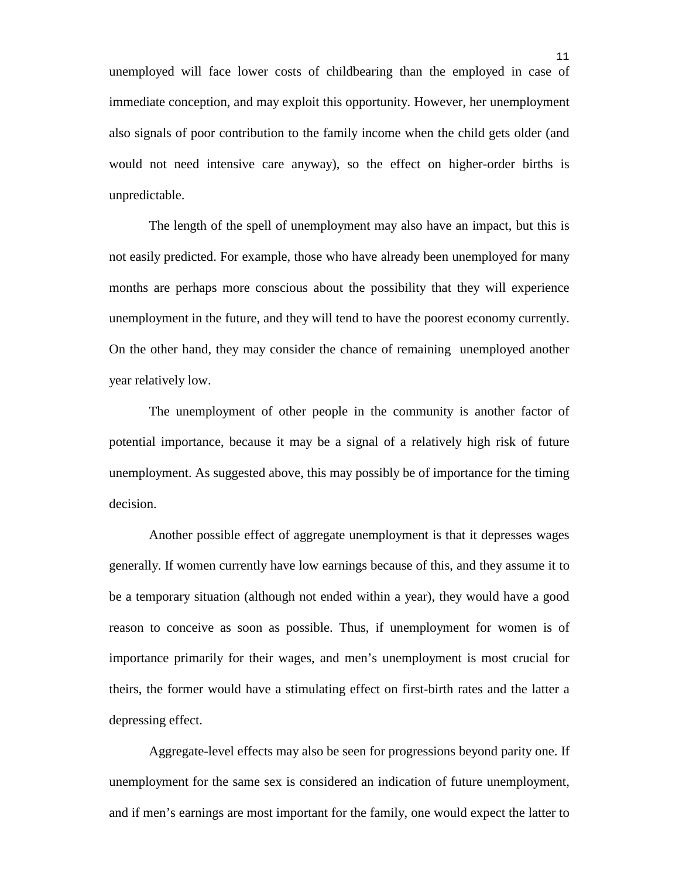unemployed will face lower costs of childbearing than the employed in case of immediate conception, and may exploit this opportunity. However, her unemployment also signals of poor contribution to the family income when the child gets older (and would not need intensive care anyway), so the effect on higher-order births is unpredictable.

The length of the spell of unemployment may also have an impact, but this is not easily predicted. For example, those who have already been unemployed for many months are perhaps more conscious about the possibility that they will experience unemployment in the future, and they will tend to have the poorest economy currently. On the other hand, they may consider the chance of remaining unemployed another year relatively low.

The unemployment of other people in the community is another factor of potential importance, because it may be a signal of a relatively high risk of future unemployment. As suggested above, this may possibly be of importance for the timing decision.

Another possible effect of aggregate unemployment is that it depresses wages generally. If women currently have low earnings because of this, and they assume it to be a temporary situation (although not ended within a year), they would have a good reason to conceive as soon as possible. Thus, if unemployment for women is of importance primarily for their wages, and men's unemployment is most crucial for theirs, the former would have a stimulating effect on first-birth rates and the latter a depressing effect.

Aggregate-level effects may also be seen for progressions beyond parity one. If unemployment for the same sex is considered an indication of future unemployment, and if men's earnings are most important for the family, one would expect the latter to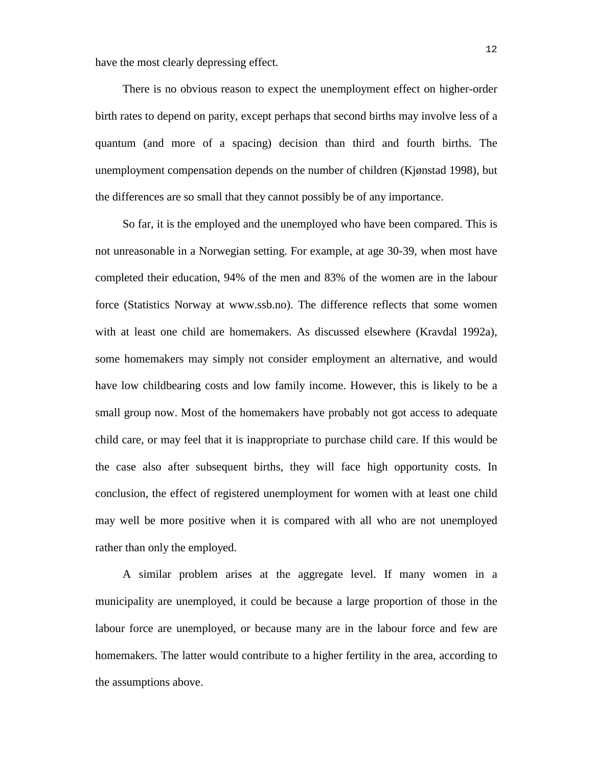have the most clearly depressing effect.

There is no obvious reason to expect the unemployment effect on higher-order birth rates to depend on parity, except perhaps that second births may involve less of a quantum (and more of a spacing) decision than third and fourth births. The unemployment compensation depends on the number of children (Kjønstad 1998), but the differences are so small that they cannot possibly be of any importance.

So far, it is the employed and the unemployed who have been compared. This is not unreasonable in a Norwegian setting. For example, at age 30-39, when most have completed their education, 94% of the men and 83% of the women are in the labour force (Statistics Norway at www.ssb.no). The difference reflects that some women with at least one child are homemakers. As discussed elsewhere (Kravdal 1992a), some homemakers may simply not consider employment an alternative, and would have low childbearing costs and low family income. However, this is likely to be a small group now. Most of the homemakers have probably not got access to adequate child care, or may feel that it is inappropriate to purchase child care. If this would be the case also after subsequent births, they will face high opportunity costs. In conclusion, the effect of registered unemployment for women with at least one child may well be more positive when it is compared with all who are not unemployed rather than only the employed.

A similar problem arises at the aggregate level. If many women in a municipality are unemployed, it could be because a large proportion of those in the labour force are unemployed, or because many are in the labour force and few are homemakers. The latter would contribute to a higher fertility in the area, according to the assumptions above.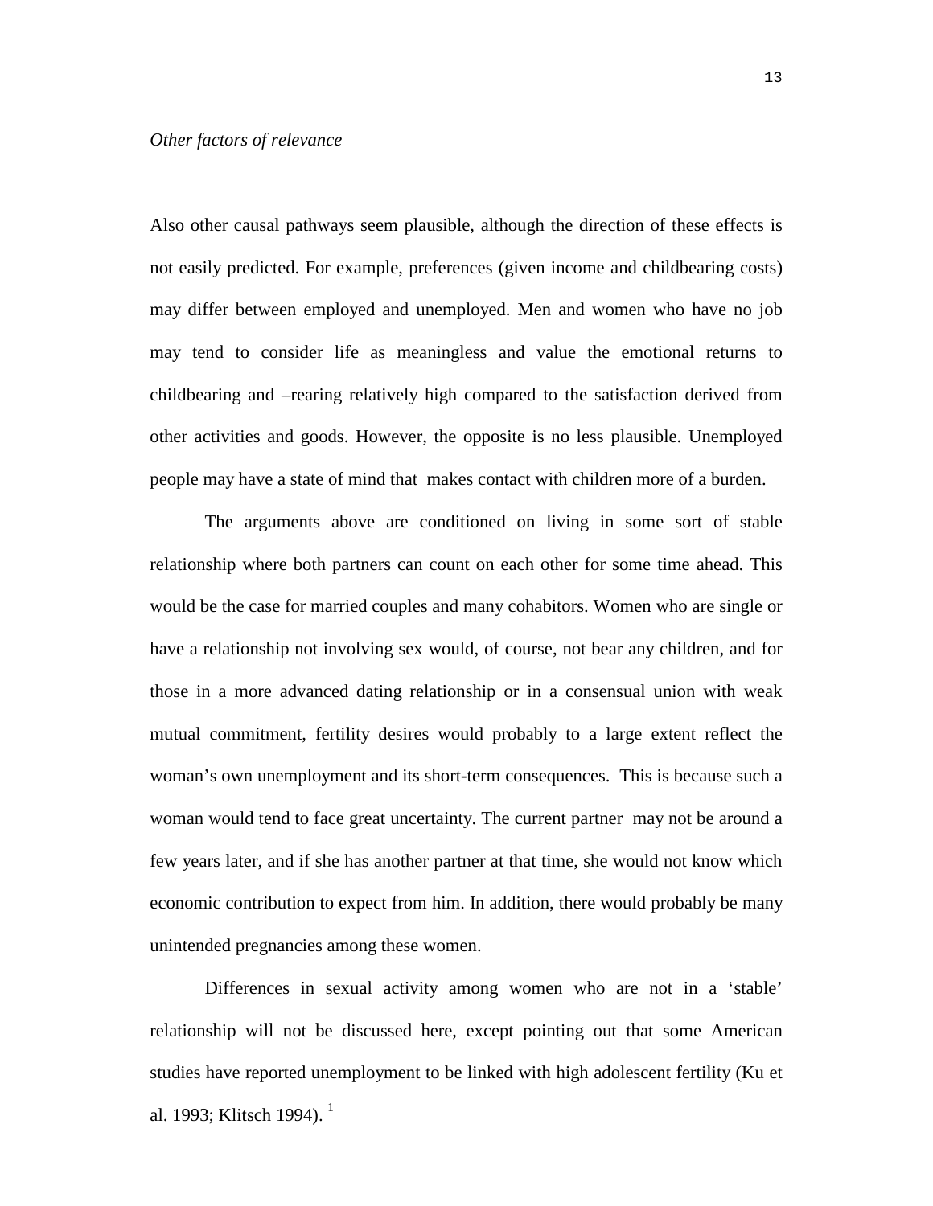*Other factors of relevance*

Also other causal pathways seem plausible, although the direction of these effects is not easily predicted. For example, preferences (given income and childbearing costs) may differ between employed and unemployed. Men and women who have no job may tend to consider life as meaningless and value the emotional returns to childbearing and –rearing relatively high compared to the satisfaction derived from other activities and goods. However, the opposite is no less plausible. Unemployed people may have a state of mind that makes contact with children more of a burden.

The arguments above are conditioned on living in some sort of stable relationship where both partners can count on each other for some time ahead. This would be the case for married couples and many cohabitors. Women who are single or have a relationship not involving sex would, of course, not bear any children, and for those in a more advanced dating relationship or in a consensual union with weak mutual commitment, fertility desires would probably to a large extent reflect the woman's own unemployment and its short-term consequences. This is because such a woman would tend to face great uncertainty. The current partner may not be around a few years later, and if she has another partner at that time, she would not know which economic contribution to expect from him. In addition, there would probably be many unintended pregnancies among these women.

Differences in sexual activity among women who are not in a 'stable' relationship will not be discussed here, except pointing out that some American studies have reported unemployment to be linked with high adolescent fertility (Ku et al. 1993; Klitsch 1994). [1]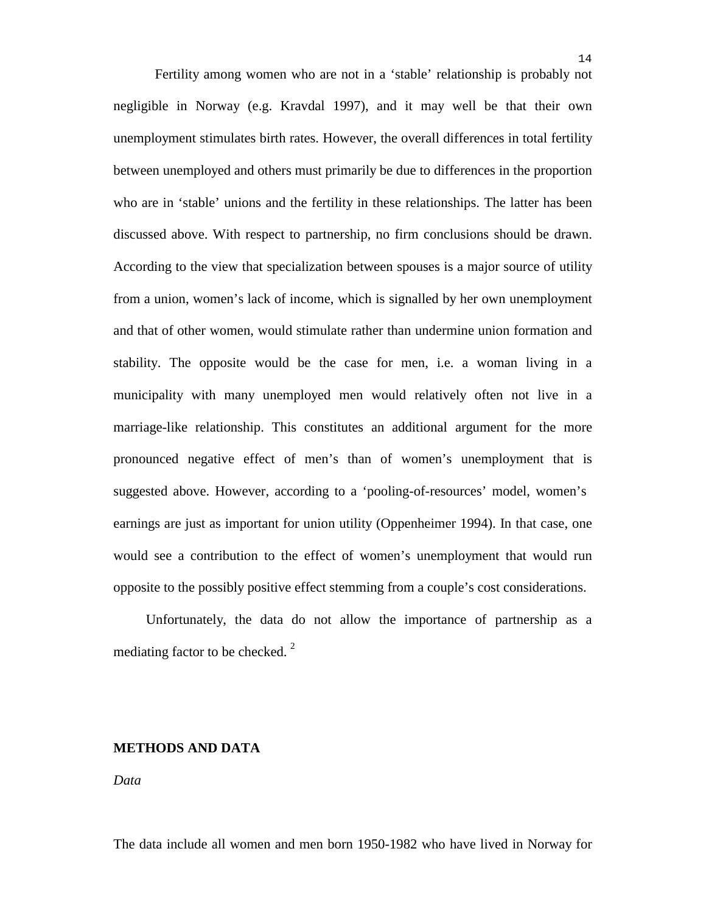Fertility among women who are not in a 'stable' relationship is probably not negligible in Norway (e.g. Kravdal 1997), and it may well be that their own unemployment stimulates birth rates. However, the overall differences in total fertility between unemployed and others must primarily be due to differences in the proportion who are in 'stable' unions and the fertility in these relationships. The latter has been discussed above. With respect to partnership, no firm conclusions should be drawn. According to the view that specialization between spouses is a major source of utility from a union, women's lack of income, which is signalled by her own unemployment and that of other women, would stimulate rather than undermine union formation and stability. The opposite would be the case for men, i.e. a woman living in a municipality with many unemployed men would relatively often not live in a marriage-like relationship. This constitutes an additional argument for the more pronounced negative effect of men's than of women's unemployment that is suggested above. However, according to a 'pooling-of-resources' model, women's earnings are just as important for union utility (Oppenheimer 1994). In that case, one would see a contribution to the effect of women's unemployment that would run opposite to the possibly positive effect stemming from a couple's cost considerations.

Unfortunately, the data do not allow the importance of partnership as a mediating factor to be checked. [2]

## METHODS AND DATA

### *Data*

The data include all women and men born 1950-1982 who have lived in Norway for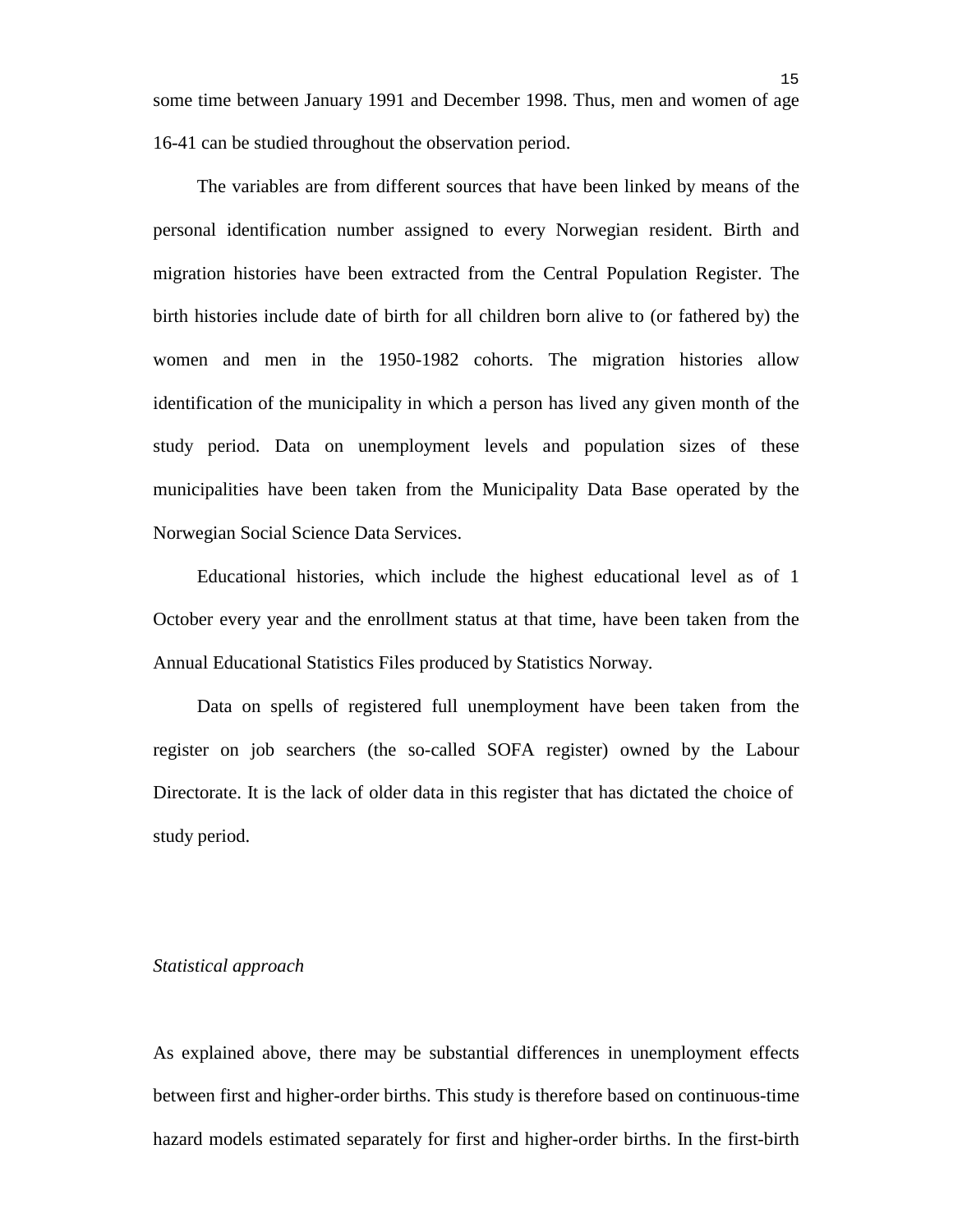some time between January 1991 and December 1998. Thus, men and women of age 16-41 can be studied throughout the observation period.

The variables are from different sources that have been linked by means of the personal identification number assigned to every Norwegian resident. Birth and migration histories have been extracted from the Central Population Register. The birth histories include date of birth for all children born alive to (or fathered by) the women and men in the 1950-1982 cohorts. The migration histories allow identification of the municipality in which a person has lived any given month of the study period. Data on unemployment levels and population sizes of these municipalities have been taken from the Municipality Data Base operated by the Norwegian Social Science Data Services.

Educational histories, which include the highest educational level as of 1 October every year and the enrollment status at that time, have been taken from the Annual Educational Statistics Files produced by Statistics Norway.

Data on spells of registered full unemployment have been taken from the register on job searchers (the so-called SOFA register) owned by the Labour Directorate. It is the lack of older data in this register that has dictated the choice of study period.

*Statistical approach*

As explained above, there may be substantial differences in unemployment effects between first and higher-order births. This study is therefore based on continuous-time hazard models estimated separately for first and higher-order births. In the first-birth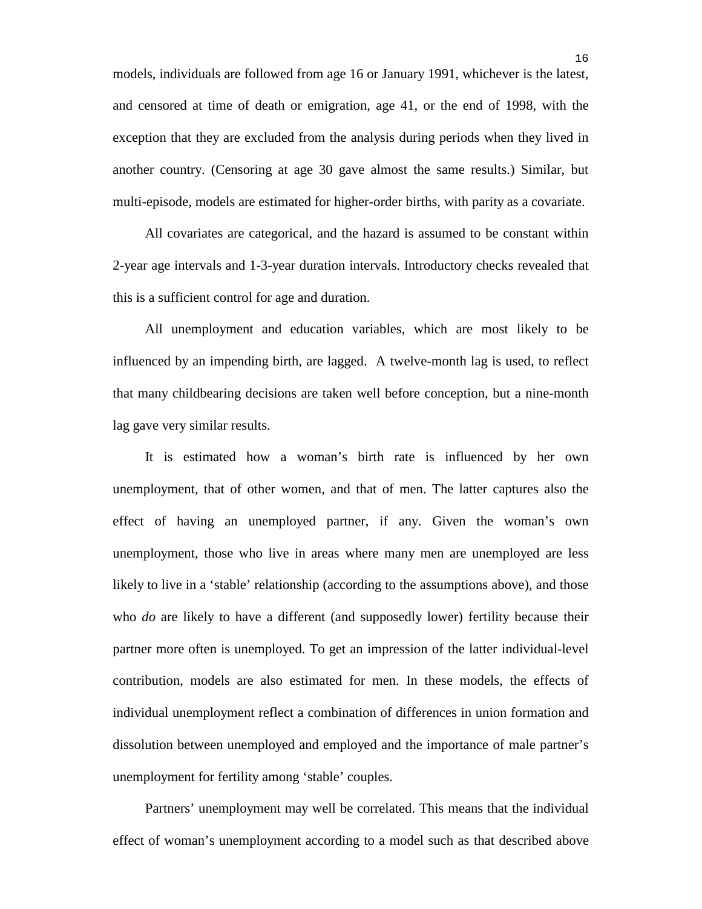models, individuals are followed from age 16 or January 1991, whichever is the latest, and censored at time of death or emigration, age 41, or the end of 1998, with the exception that they are excluded from the analysis during periods when they lived in another country. (Censoring at age 30 gave almost the same results.) Similar, but multi-episode, models are estimated for higher-order births, with parity as a covariate.

All covariates are categorical, and the hazard is assumed to be constant within 2-year age intervals and 1-3-year duration intervals. Introductory checks revealed that this is a sufficient control for age and duration.

All unemployment and education variables, which are most likely to be influenced by an impending birth, are lagged. A twelve-month lag is used, to reflect that many childbearing decisions are taken well before conception, but a nine-month lag gave very similar results.

It is estimated how a woman's birth rate is influenced by her own unemployment, that of other women, and that of men. The latter captures also the effect of having an unemployed partner, if any. Given the woman's own unemployment, those who live in areas where many men are unemployed are less likely to live in a 'stable' relationship (according to the assumptions above), and those who *do* are likely to have a different (and supposedly lower) fertility because their partner more often is unemployed. To get an impression of the latter individual-level contribution, models are also estimated for men. In these models, the effects of individual unemployment reflect a combination of differences in union formation and dissolution between unemployed and employed and the importance of male partner's unemployment for fertility among 'stable' couples.

Partners' unemployment may well be correlated. This means that the individual effect of woman's unemployment according to a model such as that described above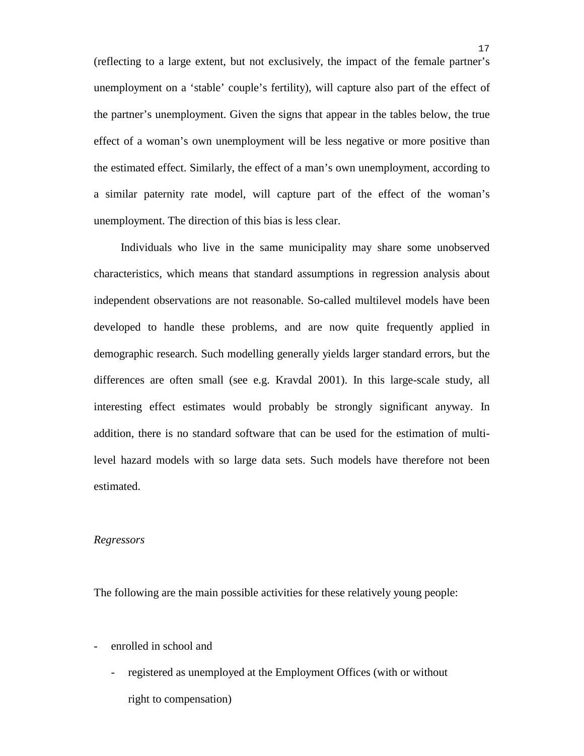(reflecting to a large extent, but not exclusively, the impact of the female partner's unemployment on a 'stable' couple's fertility), will capture also part of the effect of the partner's unemployment. Given the signs that appear in the tables below, the true effect of a woman's own unemployment will be less negative or more positive than the estimated effect. Similarly, the effect of a man's own unemployment, according to a similar paternity rate model, will capture part of the effect of the woman's unemployment. The direction of this bias is less clear.

Individuals who live in the same municipality may share some unobserved characteristics, which means that standard assumptions in regression analysis about independent observations are not reasonable. So-called multilevel models have been developed to handle these problems, and are now quite frequently applied in demographic research. Such modelling generally yields larger standard errors, but the differences are often small (see e.g. Kravdal 2001). In this large-scale study, all interesting effect estimates would probably be strongly significant anyway. In addition, there is no standard software that can be used for the estimation of multi-level hazard models with so large data sets. Such models have therefore not been estimated.

*Regressors*

The following are the main possible activities for these relatively young people:

- enrolled in school and
  - registered as unemployed at the Employment Offices (with or without right to compensation)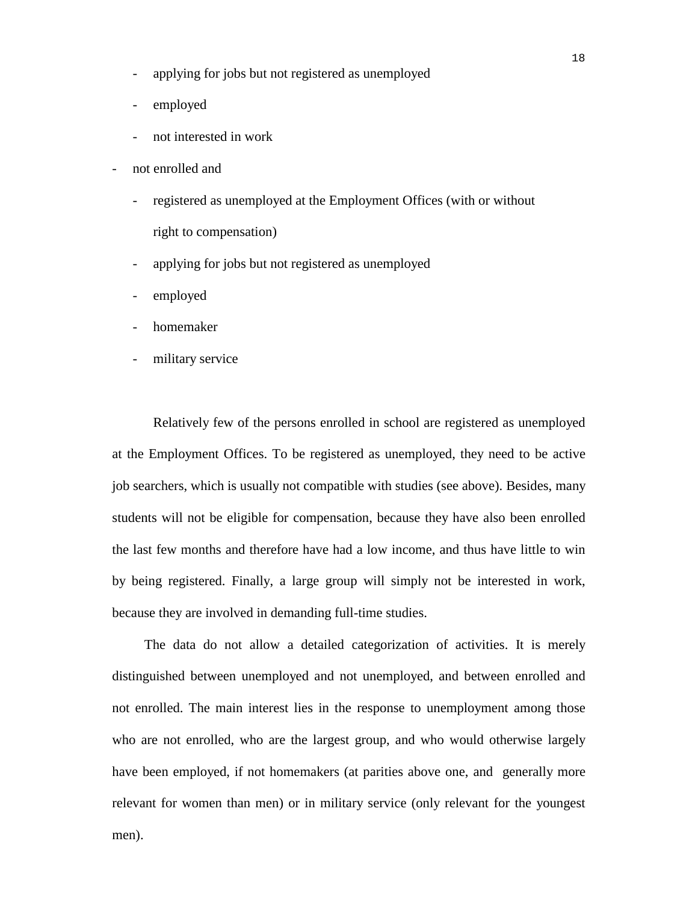- applying for jobs but not registered as unemployed
  - employed
  - not interested in work
- not enrolled and
  - registered as unemployed at the Employment Offices (with or without right to compensation)
  - applying for jobs but not registered as unemployed
  - employed
  - homemaker
  - military service

Relatively few of the persons enrolled in school are registered as unemployed at the Employment Offices. To be registered as unemployed, they need to be active job searchers, which is usually not compatible with studies (see above). Besides, many students will not be eligible for compensation, because they have also been enrolled the last few months and therefore have had a low income, and thus have little to win by being registered. Finally, a large group will simply not be interested in work, because they are involved in demanding full-time studies.

The data do not allow a detailed categorization of activities. It is merely distinguished between unemployed and not unemployed, and between enrolled and not enrolled. The main interest lies in the response to unemployment among those who are not enrolled, who are the largest group, and who would otherwise largely have been employed, if not homemakers (at parities above one, and generally more relevant for women than men) or in military service (only relevant for the youngest men).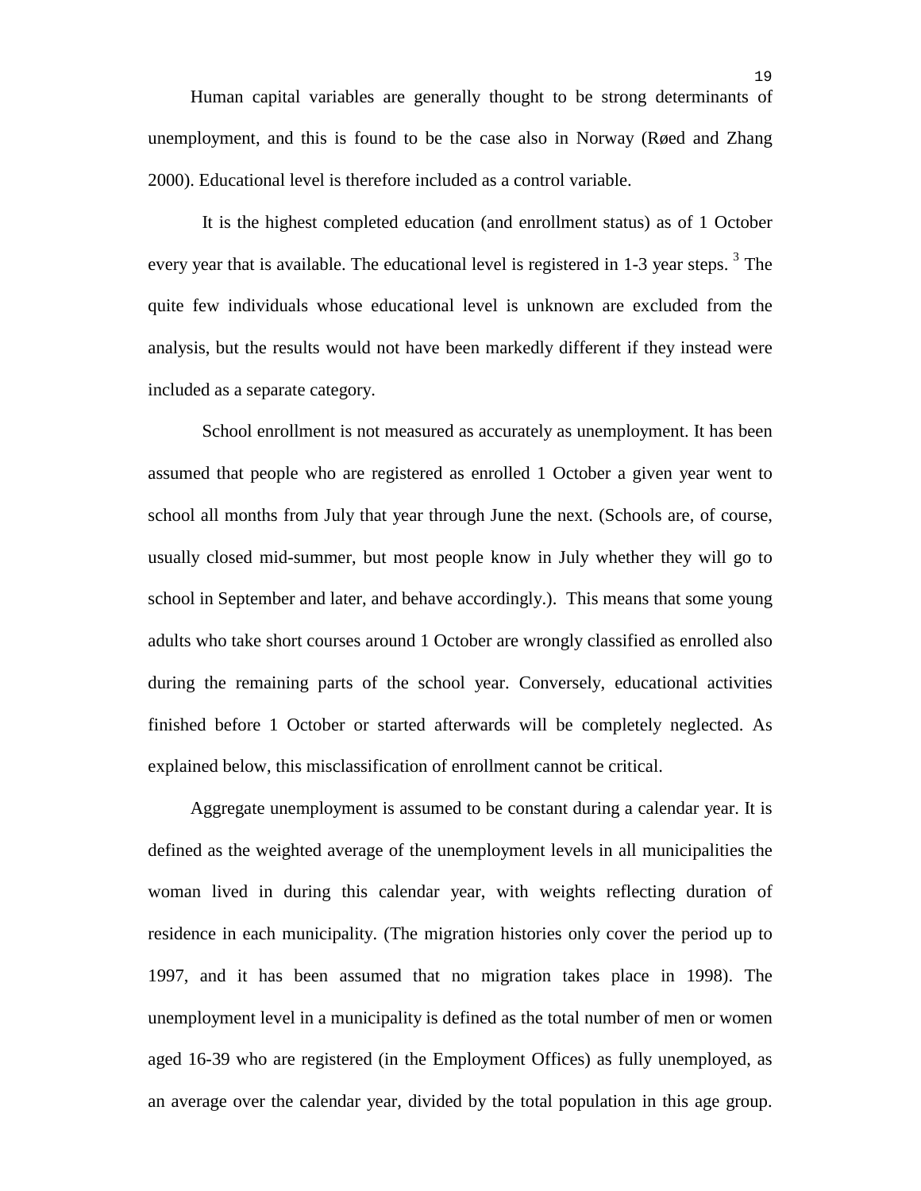Human capital variables are generally thought to be strong determinants of unemployment, and this is found to be the case also in Norway (Røed and Zhang 2000). Educational level is therefore included as a control variable.

It is the highest completed education (and enrollment status) as of 1 October every year that is available. The educational level is registered in 1-3 year steps. [3] The quite few individuals whose educational level is unknown are excluded from the analysis, but the results would not have been markedly different if they instead were included as a separate category.

School enrollment is not measured as accurately as unemployment. It has been assumed that people who are registered as enrolled 1 October a given year went to school all months from July that year through June the next. (Schools are, of course, usually closed mid-summer, but most people know in July whether they will go to school in September and later, and behave accordingly.). This means that some young adults who take short courses around 1 October are wrongly classified as enrolled also during the remaining parts of the school year. Conversely, educational activities finished before 1 October or started afterwards will be completely neglected. As explained below, this misclassification of enrollment cannot be critical.

Aggregate unemployment is assumed to be constant during a calendar year. It is defined as the weighted average of the unemployment levels in all municipalities the woman lived in during this calendar year, with weights reflecting duration of residence in each municipality. (The migration histories only cover the period up to 1997, and it has been assumed that no migration takes place in 1998). The unemployment level in a municipality is defined as the total number of men or women aged 16-39 who are registered (in the Employment Offices) as fully unemployed, as an average over the calendar year, divided by the total population in this age group.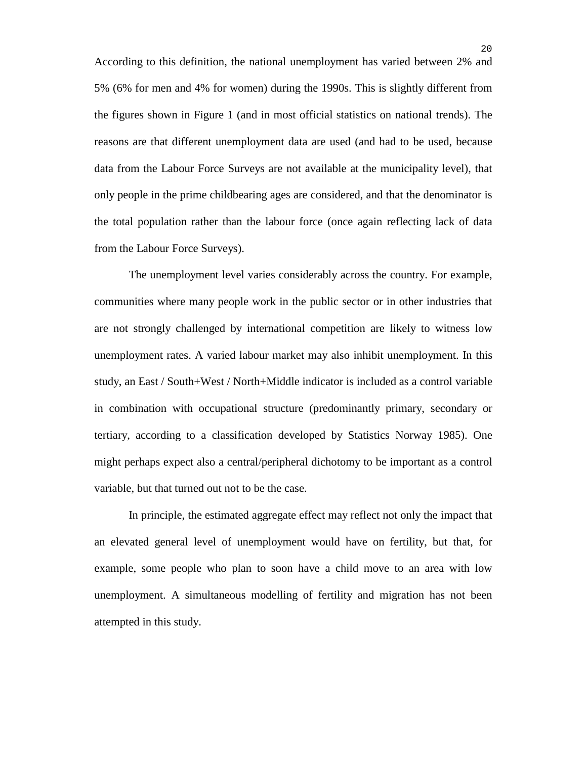According to this definition, the national unemployment has varied between 2% and 5% (6% for men and 4% for women) during the 1990s. This is slightly different from the figures shown in Figure 1 (and in most official statistics on national trends). The reasons are that different unemployment data are used (and had to be used, because data from the Labour Force Surveys are not available at the municipality level), that only people in the prime childbearing ages are considered, and that the denominator is the total population rather than the labour force (once again reflecting lack of data from the Labour Force Surveys).

The unemployment level varies considerably across the country. For example, communities where many people work in the public sector or in other industries that are not strongly challenged by international competition are likely to witness low unemployment rates. A varied labour market may also inhibit unemployment. In this study, an East / South+West / North+Middle indicator is included as a control variable in combination with occupational structure (predominantly primary, secondary or tertiary, according to a classification developed by Statistics Norway 1985). One might perhaps expect also a central/peripheral dichotomy to be important as a control variable, but that turned out not to be the case.

In principle, the estimated aggregate effect may reflect not only the impact that an elevated general level of unemployment would have on fertility, but that, for example, some people who plan to soon have a child move to an area with low unemployment. A simultaneous modelling of fertility and migration has not been attempted in this study.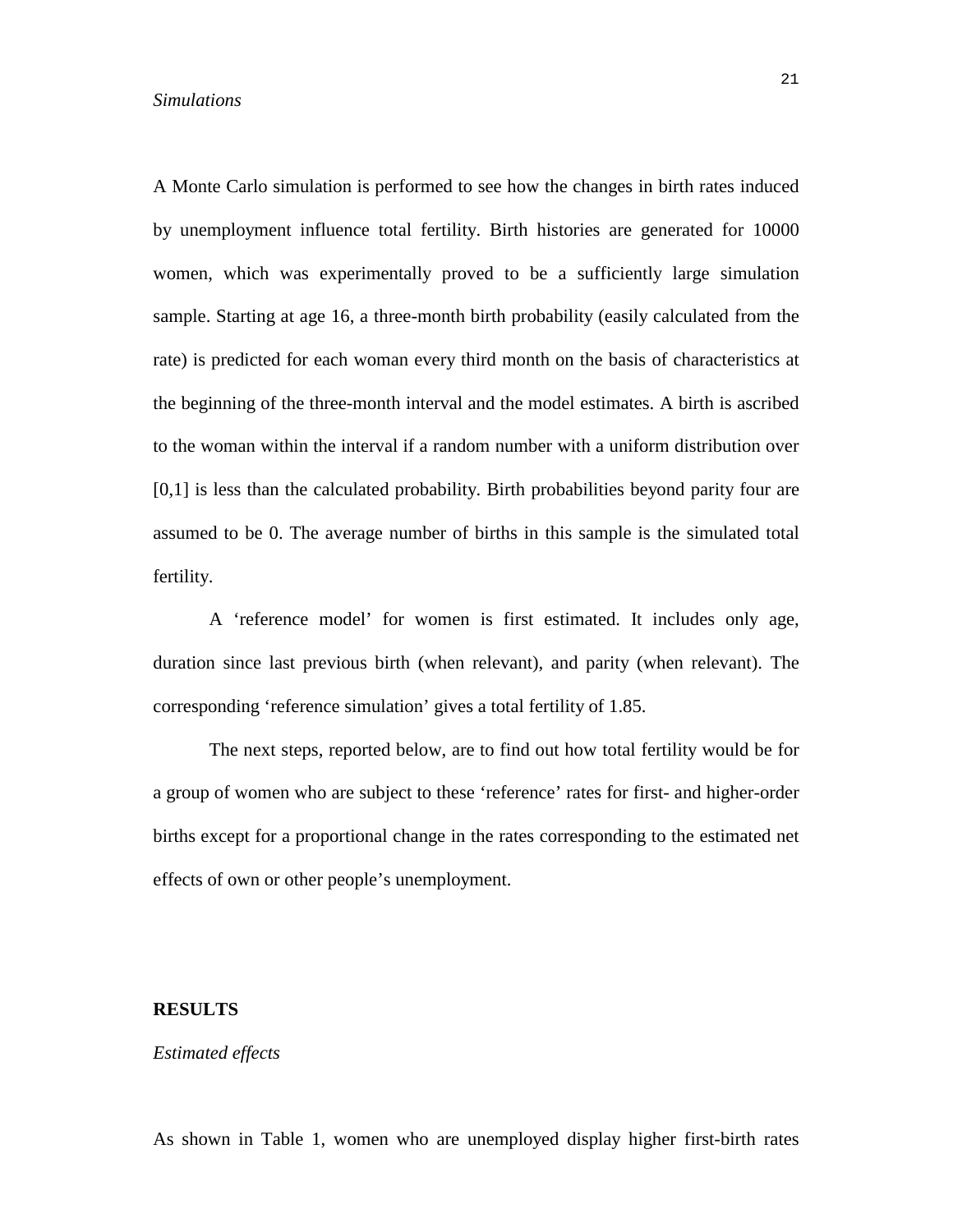*Simulations*

A Monte Carlo simulation is performed to see how the changes in birth rates induced by unemployment influence total fertility. Birth histories are generated for 10000 women, which was experimentally proved to be a sufficiently large simulation sample. Starting at age 16, a three-month birth probability (easily calculated from the rate) is predicted for each woman every third month on the basis of characteristics at the beginning of the three-month interval and the model estimates. A birth is ascribed to the woman within the interval if a random number with a uniform distribution over [0,1] is less than the calculated probability. Birth probabilities beyond parity four are assumed to be 0. The average number of births in this sample is the simulated total fertility.

A 'reference model' for women is first estimated. It includes only age, duration since last previous birth (when relevant), and parity (when relevant). The corresponding 'reference simulation' gives a total fertility of 1.85.

The next steps, reported below, are to find out how total fertility would be for a group of women who are subject to these 'reference' rates for first- and higher-order births except for a proportional change in the rates corresponding to the estimated net effects of own or other people's unemployment.

## RESULTS

*Estimated effects*

As shown in Table 1, women who are unemployed display higher first-birth rates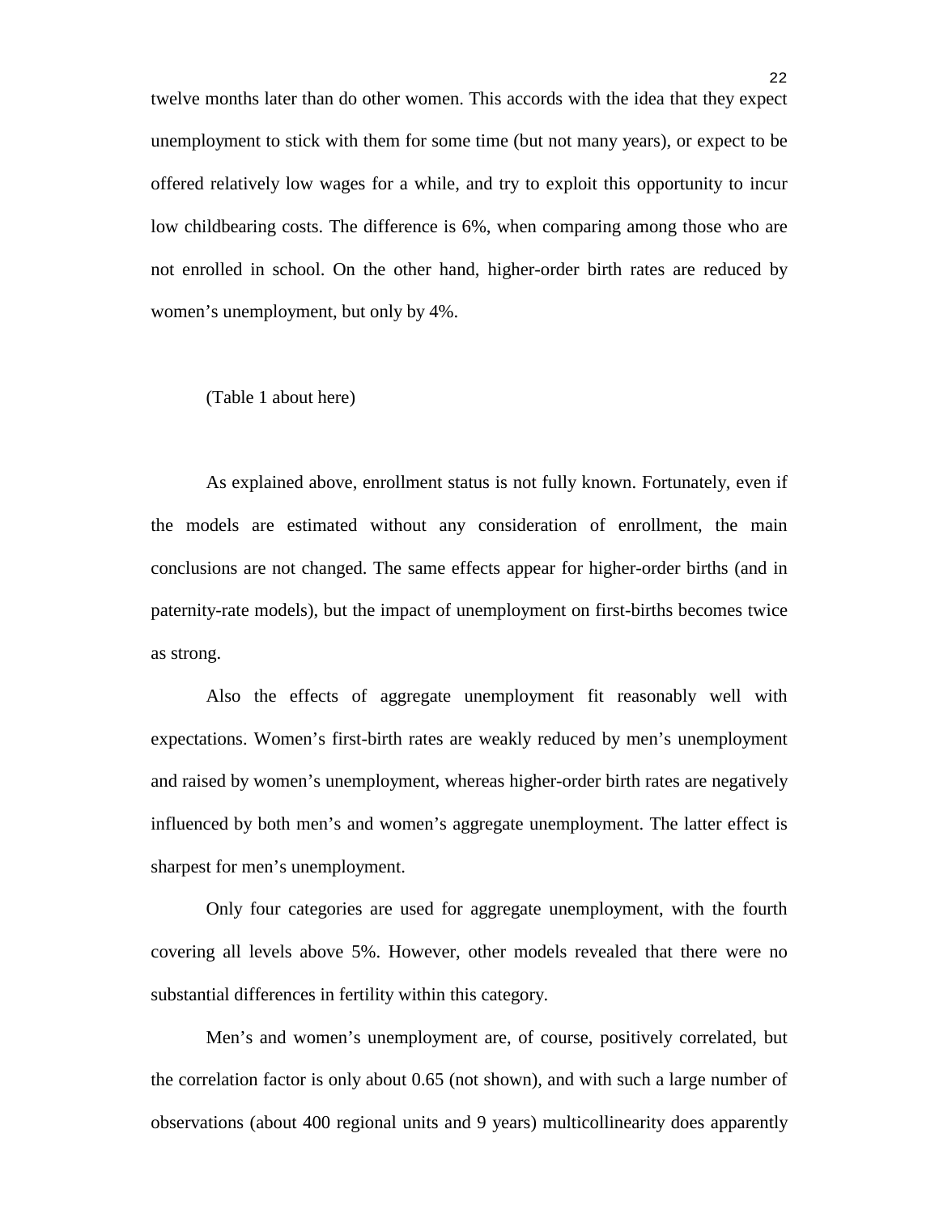twelve months later than do other women. This accords with the idea that they expect unemployment to stick with them for some time (but not many years), or expect to be offered relatively low wages for a while, and try to exploit this opportunity to incur low childbearing costs. The difference is 6%, when comparing among those who are not enrolled in school. On the other hand, higher-order birth rates are reduced by women's unemployment, but only by 4%.

(Table 1 about here)

As explained above, enrollment status is not fully known. Fortunately, even if the models are estimated without any consideration of enrollment, the main conclusions are not changed. The same effects appear for higher-order births (and in paternity-rate models), but the impact of unemployment on first-births becomes twice as strong.

Also the effects of aggregate unemployment fit reasonably well with expectations. Women's first-birth rates are weakly reduced by men's unemployment and raised by women's unemployment, whereas higher-order birth rates are negatively influenced by both men's and women's aggregate unemployment. The latter effect is sharpest for men's unemployment.

Only four categories are used for aggregate unemployment, with the fourth covering all levels above 5%. However, other models revealed that there were no substantial differences in fertility within this category.

Men's and women's unemployment are, of course, positively correlated, but the correlation factor is only about 0.65 (not shown), and with such a large number of observations (about 400 regional units and 9 years) multicollinearity does apparently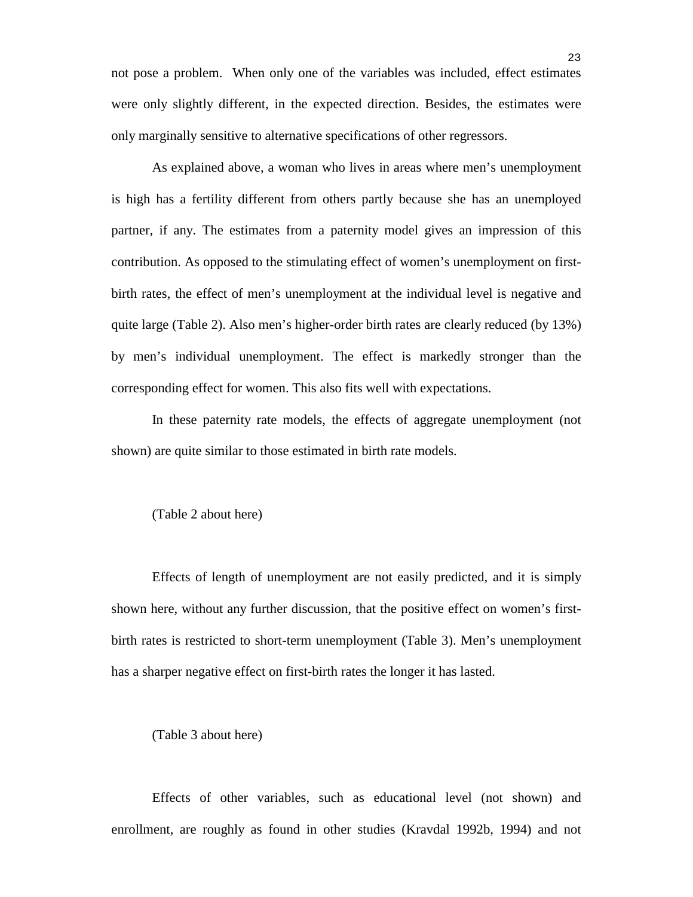not pose a problem. When only one of the variables was included, effect estimates were only slightly different, in the expected direction. Besides, the estimates were only marginally sensitive to alternative specifications of other regressors.

As explained above, a woman who lives in areas where men's unemployment is high has a fertility different from others partly because she has an unemployed partner, if any. The estimates from a paternity model gives an impression of this contribution. As opposed to the stimulating effect of women's unemployment on first-birth rates, the effect of men's unemployment at the individual level is negative and quite large (Table 2). Also men's higher-order birth rates are clearly reduced (by 13%) by men's individual unemployment. The effect is markedly stronger than the corresponding effect for women. This also fits well with expectations.

In these paternity rate models, the effects of aggregate unemployment (not shown) are quite similar to those estimated in birth rate models.

(Table 2 about here)

Effects of length of unemployment are not easily predicted, and it is simply shown here, without any further discussion, that the positive effect on women's first-birth rates is restricted to short-term unemployment (Table 3). Men's unemployment has a sharper negative effect on first-birth rates the longer it has lasted.

(Table 3 about here)

Effects of other variables, such as educational level (not shown) and enrollment, are roughly as found in other studies (Kravdal 1992b, 1994) and not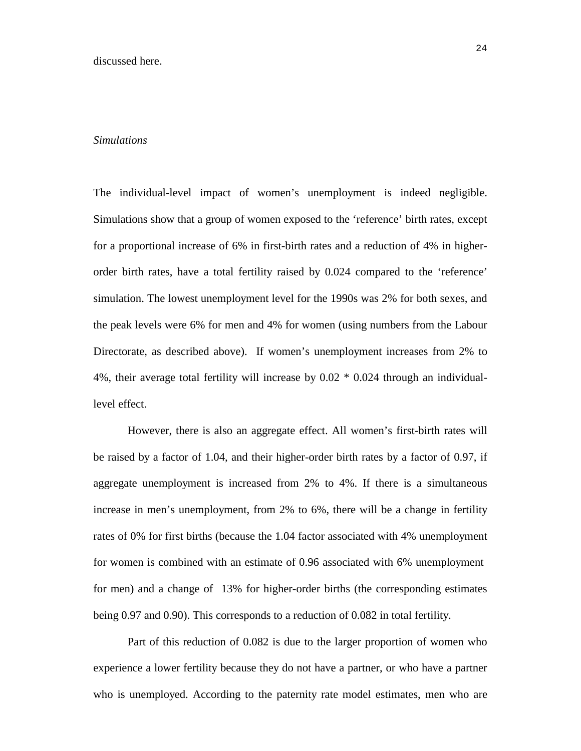discussed here.

*Simulations*

The individual-level impact of women's unemployment is indeed negligible. Simulations show that a group of women exposed to the 'reference' birth rates, except for a proportional increase of 6% in first-birth rates and a reduction of 4% in higher-order birth rates, have a total fertility raised by 0.024 compared to the 'reference' simulation. The lowest unemployment level for the 1990s was 2% for both sexes, and the peak levels were 6% for men and 4% for women (using numbers from the Labour Directorate, as described above). If women's unemployment increases from 2% to 4%, their average total fertility will increase by 0.02 * 0.024 through an individual-level effect.

However, there is also an aggregate effect. All women's first-birth rates will be raised by a factor of 1.04, and their higher-order birth rates by a factor of 0.97, if aggregate unemployment is increased from 2% to 4%. If there is a simultaneous increase in men's unemployment, from 2% to 6%, there will be a change in fertility rates of 0% for first births (because the 1.04 factor associated with 4% unemployment for women is combined with an estimate of 0.96 associated with 6% unemployment for men) and a change of 13% for higher-order births (the corresponding estimates being 0.97 and 0.90). This corresponds to a reduction of 0.082 in total fertility.

Part of this reduction of 0.082 is due to the larger proportion of women who experience a lower fertility because they do not have a partner, or who have a partner who is unemployed. According to the paternity rate model estimates, men who are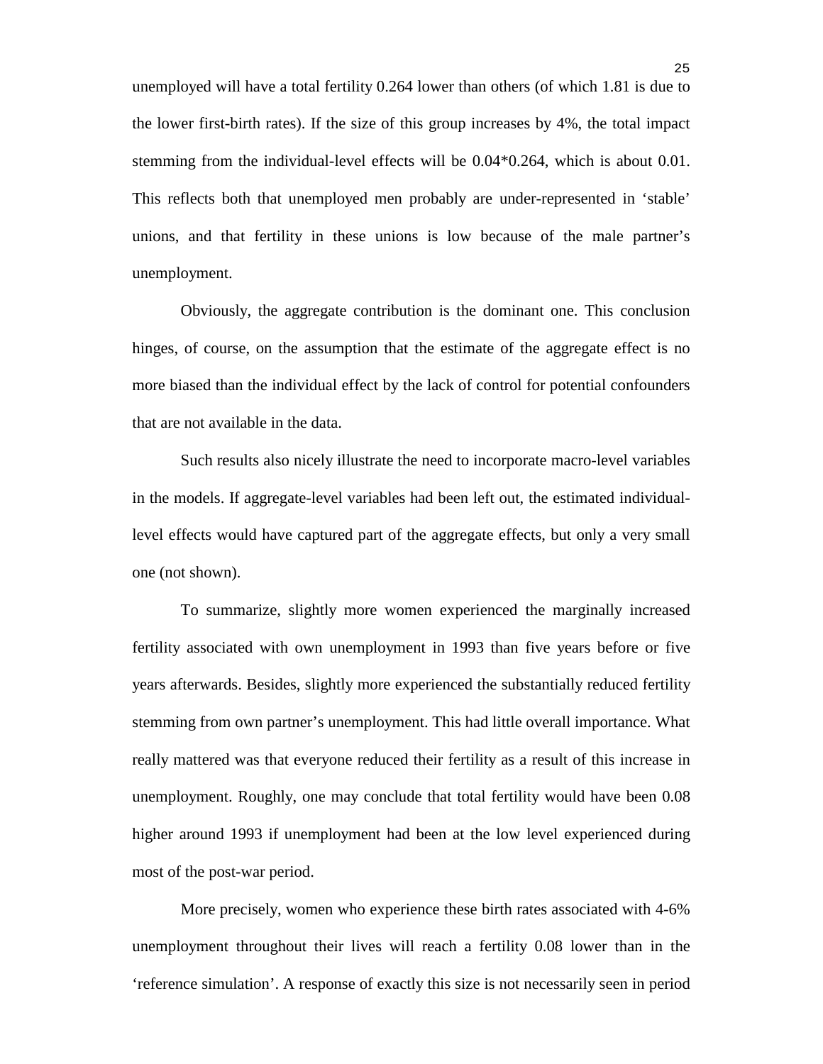unemployed will have a total fertility 0.264 lower than others (of which 1.81 is due to the lower first-birth rates). If the size of this group increases by 4%, the total impact stemming from the individual-level effects will be 0.04*0.264, which is about 0.01. This reflects both that unemployed men probably are under-represented in 'stable' unions, and that fertility in these unions is low because of the male partner's unemployment.

Obviously, the aggregate contribution is the dominant one. This conclusion hinges, of course, on the assumption that the estimate of the aggregate effect is no more biased than the individual effect by the lack of control for potential confounders that are not available in the data.

Such results also nicely illustrate the need to incorporate macro-level variables in the models. If aggregate-level variables had been left out, the estimated individual-level effects would have captured part of the aggregate effects, but only a very small one (not shown).

To summarize, slightly more women experienced the marginally increased fertility associated with own unemployment in 1993 than five years before or five years afterwards. Besides, slightly more experienced the substantially reduced fertility stemming from own partner's unemployment. This had little overall importance. What really mattered was that everyone reduced their fertility as a result of this increase in unemployment. Roughly, one may conclude that total fertility would have been 0.08 higher around 1993 if unemployment had been at the low level experienced during most of the post-war period.

More precisely, women who experience these birth rates associated with 4-6% unemployment throughout their lives will reach a fertility 0.08 lower than in the 'reference simulation'. A response of exactly this size is not necessarily seen in period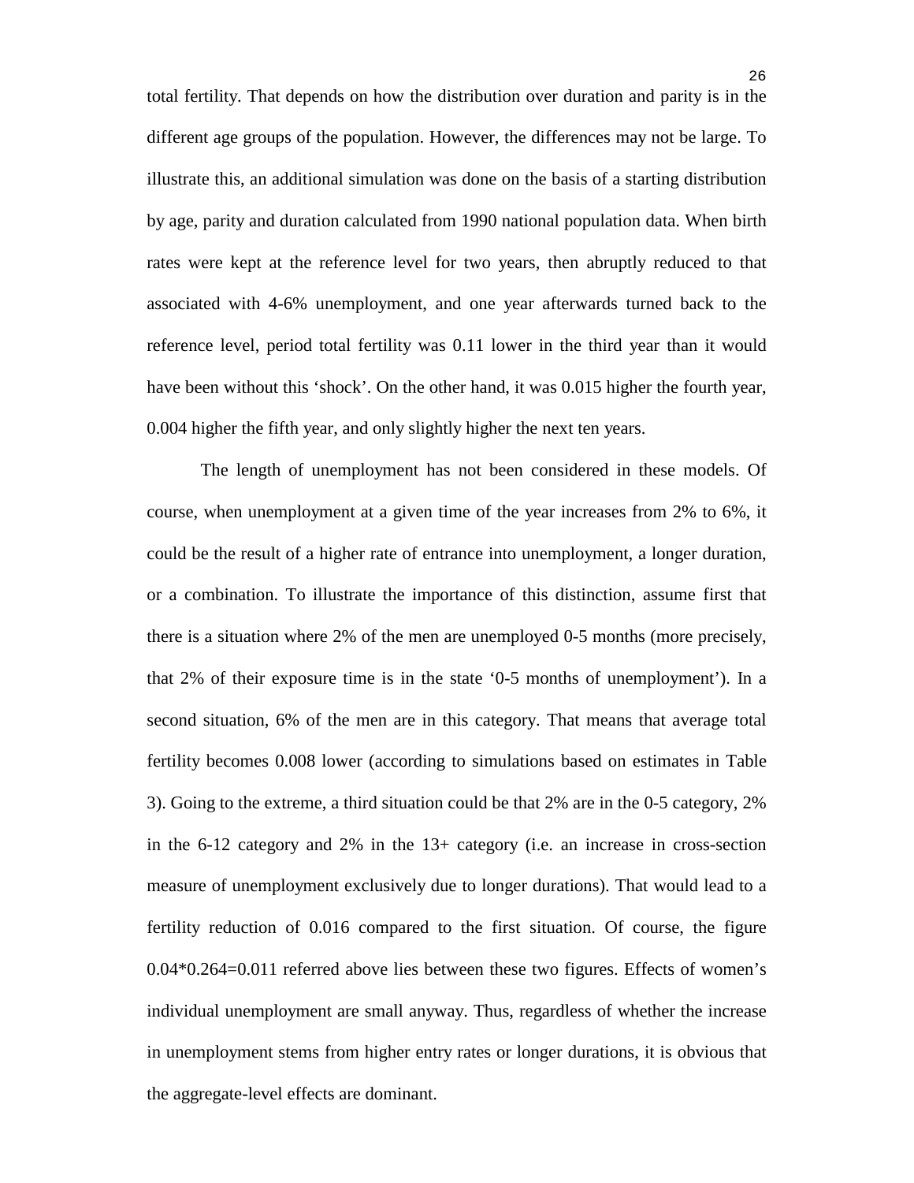total fertility. That depends on how the distribution over duration and parity is in the different age groups of the population. However, the differences may not be large. To illustrate this, an additional simulation was done on the basis of a starting distribution by age, parity and duration calculated from 1990 national population data. When birth rates were kept at the reference level for two years, then abruptly reduced to that associated with 4-6% unemployment, and one year afterwards turned back to the reference level, period total fertility was 0.11 lower in the third year than it would have been without this 'shock'. On the other hand, it was 0.015 higher the fourth year, 0.004 higher the fifth year, and only slightly higher the next ten years.

The length of unemployment has not been considered in these models. Of course, when unemployment at a given time of the year increases from 2% to 6%, it could be the result of a higher rate of entrance into unemployment, a longer duration, or a combination. To illustrate the importance of this distinction, assume first that there is a situation where 2% of the men are unemployed 0-5 months (more precisely, that 2% of their exposure time is in the state '0-5 months of unemployment'). In a second situation, 6% of the men are in this category. That means that average total fertility becomes 0.008 lower (according to simulations based on estimates in Table 3). Going to the extreme, a third situation could be that 2% are in the 0-5 category, 2% in the 6-12 category and 2% in the 13+ category (i.e. an increase in cross-section measure of unemployment exclusively due to longer durations). That would lead to a fertility reduction of 0.016 compared to the first situation. Of course, the figure $0.04*0.264=0.011$ referred above lies between these two figures. Effects of women's individual unemployment are small anyway. Thus, regardless of whether the increase in unemployment stems from higher entry rates or longer durations, it is obvious that the aggregate-level effects are dominant.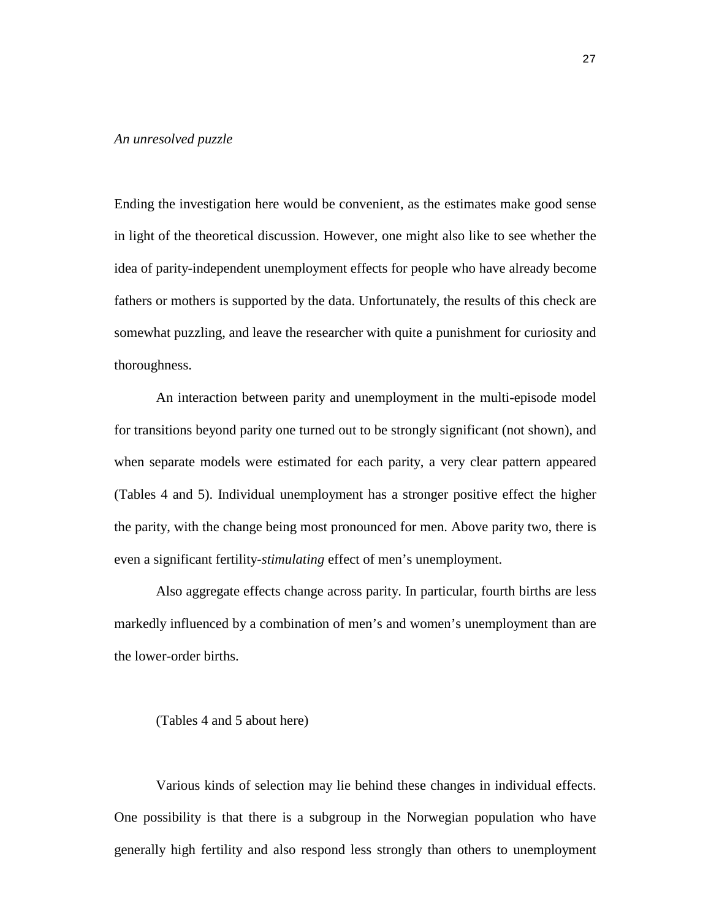*An unresolved puzzle*

Ending the investigation here would be convenient, as the estimates make good sense in light of the theoretical discussion. However, one might also like to see whether the idea of parity-independent unemployment effects for people who have already become fathers or mothers is supported by the data. Unfortunately, the results of this check are somewhat puzzling, and leave the researcher with quite a punishment for curiosity and thoroughness.

An interaction between parity and unemployment in the multi-episode model for transitions beyond parity one turned out to be strongly significant (not shown), and when separate models were estimated for each parity, a very clear pattern appeared (Tables 4 and 5). Individual unemployment has a stronger positive effect the higher the parity, with the change being most pronounced for men. Above parity two, there is even a significant fertility-*stimulating* effect of men's unemployment.

Also aggregate effects change across parity. In particular, fourth births are less markedly influenced by a combination of men's and women's unemployment than are the lower-order births.

(Tables 4 and 5 about here)

Various kinds of selection may lie behind these changes in individual effects. One possibility is that there is a subgroup in the Norwegian population who have generally high fertility and also respond less strongly than others to unemployment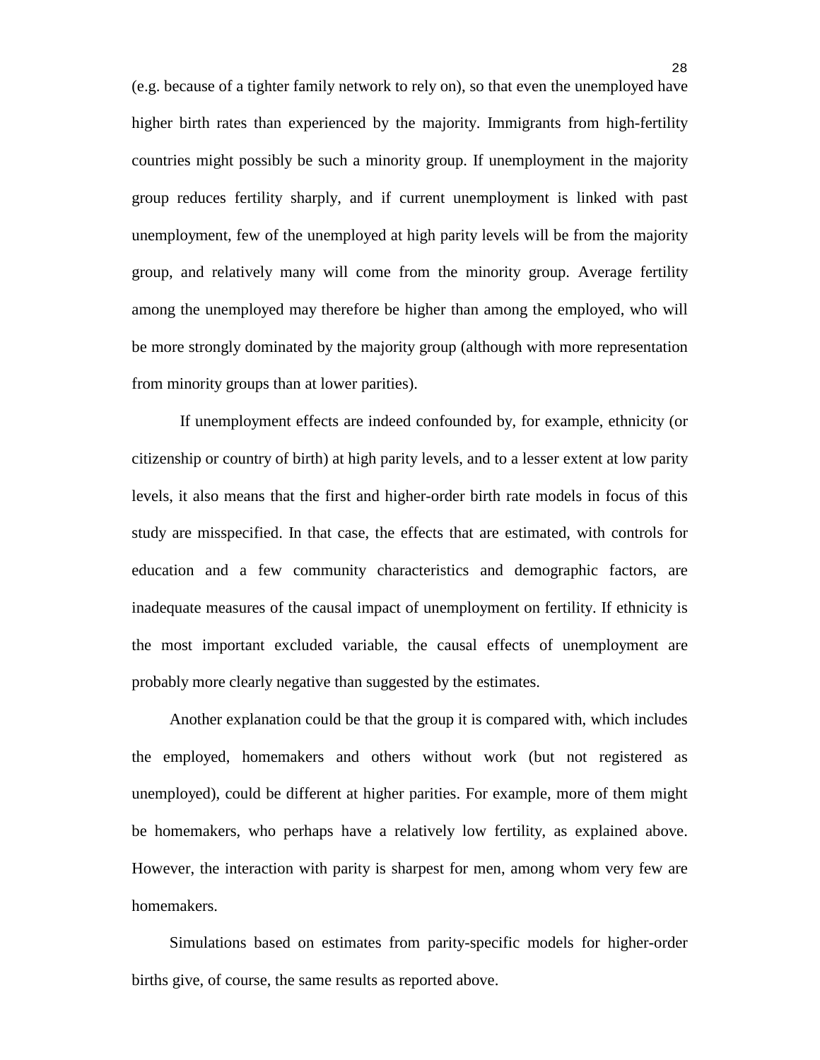(e.g. because of a tighter family network to rely on), so that even the unemployed have higher birth rates than experienced by the majority. Immigrants from high-fertility countries might possibly be such a minority group. If unemployment in the majority group reduces fertility sharply, and if current unemployment is linked with past unemployment, few of the unemployed at high parity levels will be from the majority group, and relatively many will come from the minority group. Average fertility among the unemployed may therefore be higher than among the employed, who will be more strongly dominated by the majority group (although with more representation from minority groups than at lower parities).

If unemployment effects are indeed confounded by, for example, ethnicity (or citizenship or country of birth) at high parity levels, and to a lesser extent at low parity levels, it also means that the first and higher-order birth rate models in focus of this study are misspecified. In that case, the effects that are estimated, with controls for education and a few community characteristics and demographic factors, are inadequate measures of the causal impact of unemployment on fertility. If ethnicity is the most important excluded variable, the causal effects of unemployment are probably more clearly negative than suggested by the estimates.

Another explanation could be that the group it is compared with, which includes the employed, homemakers and others without work (but not registered as unemployed), could be different at higher parities. For example, more of them might be homemakers, who perhaps have a relatively low fertility, as explained above. However, the interaction with parity is sharpest for men, among whom very few are homemakers.

Simulations based on estimates from parity-specific models for higher-order births give, of course, the same results as reported above.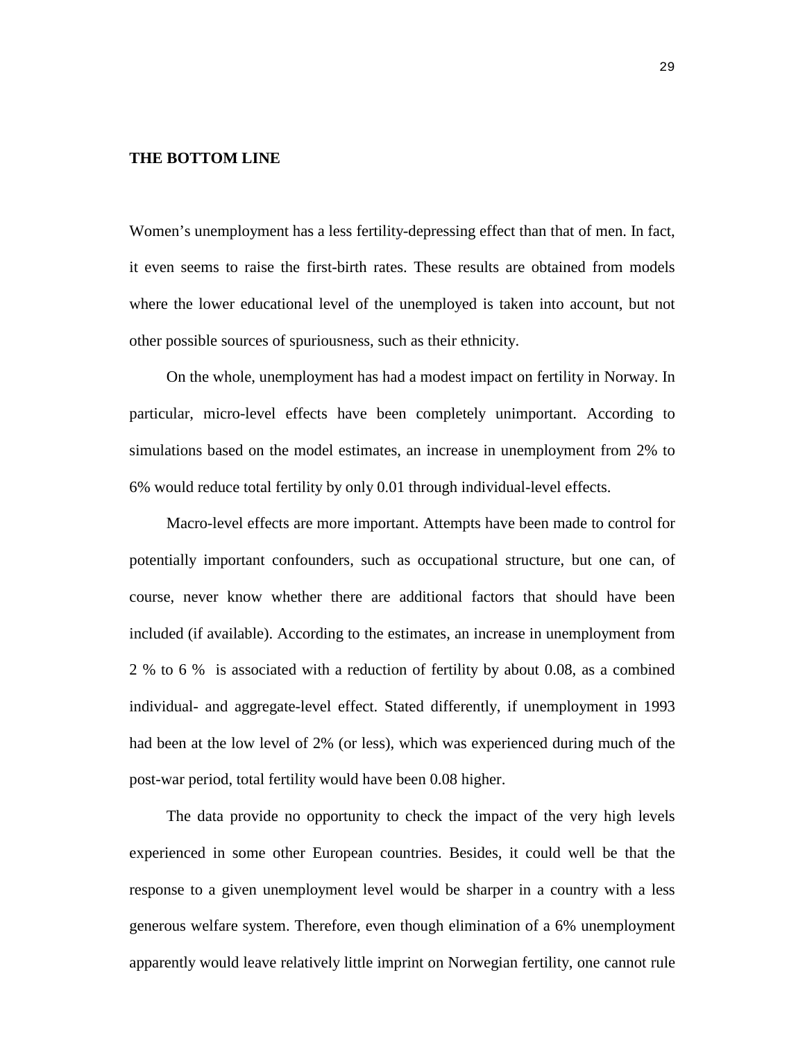## THE BOTTOM LINE

Women's unemployment has a less fertility-depressing effect than that of men. In fact, it even seems to raise the first-birth rates. These results are obtained from models where the lower educational level of the unemployed is taken into account, but not other possible sources of spuriousness, such as their ethnicity.

On the whole, unemployment has had a modest impact on fertility in Norway. In particular, micro-level effects have been completely unimportant. According to simulations based on the model estimates, an increase in unemployment from 2% to 6% would reduce total fertility by only 0.01 through individual-level effects.

Macro-level effects are more important. Attempts have been made to control for potentially important confounders, such as occupational structure, but one can, of course, never know whether there are additional factors that should have been included (if available). According to the estimates, an increase in unemployment from 2 % to 6 % is associated with a reduction of fertility by about 0.08, as a combined individual- and aggregate-level effect. Stated differently, if unemployment in 1993 had been at the low level of 2% (or less), which was experienced during much of the post-war period, total fertility would have been 0.08 higher.

The data provide no opportunity to check the impact of the very high levels experienced in some other European countries. Besides, it could well be that the response to a given unemployment level would be sharper in a country with a less generous welfare system. Therefore, even though elimination of a 6% unemployment apparently would leave relatively little imprint on Norwegian fertility, one cannot rule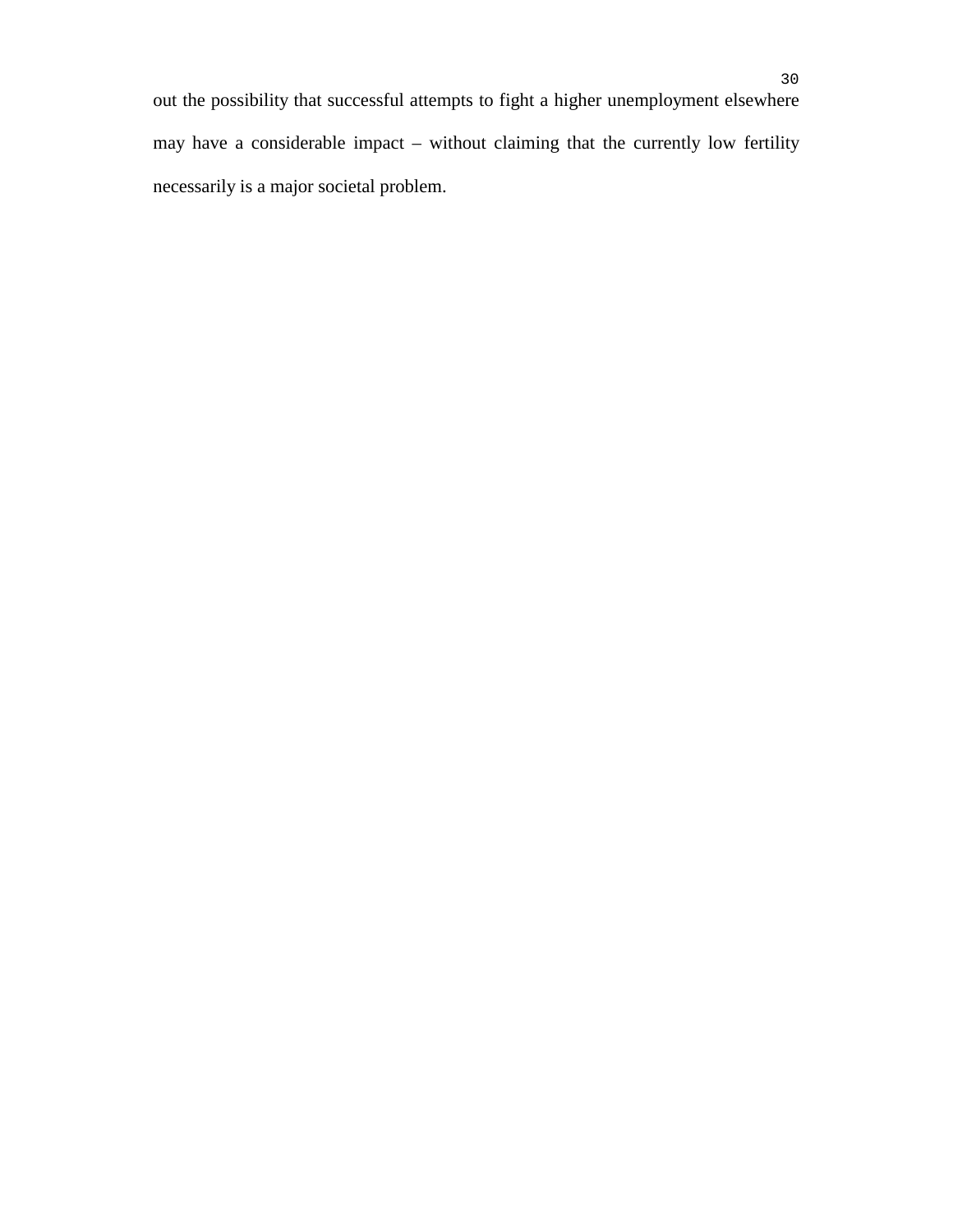out the possibility that successful attempts to fight a higher unemployment elsewhere may have a considerable impact – without claiming that the currently low fertility necessarily is a major societal problem.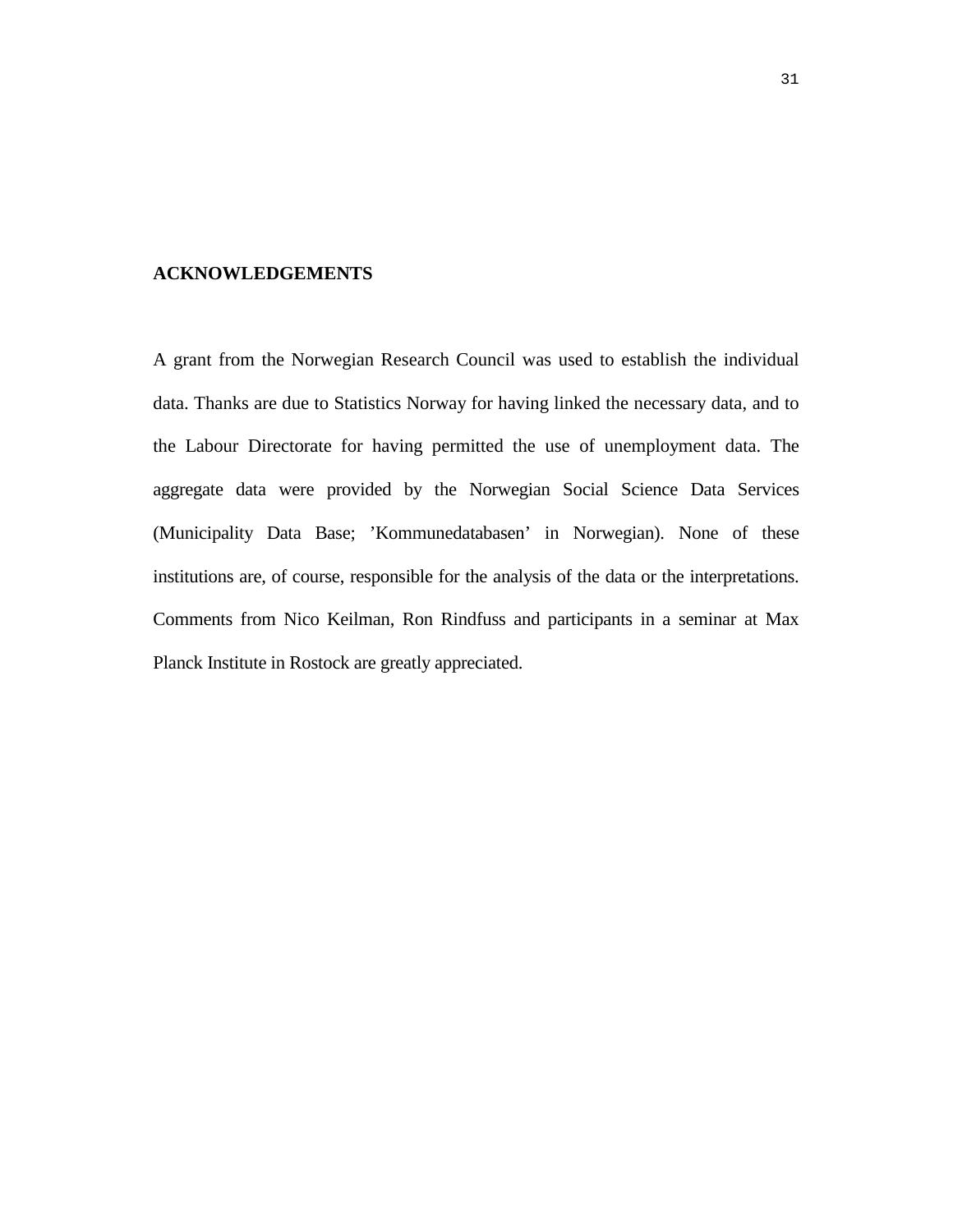## ACKNOWLEDGEMENTS

A grant from the Norwegian Research Council was used to establish the individual data. Thanks are due to Statistics Norway for having linked the necessary data, and to the Labour Directorate for having permitted the use of unemployment data. The aggregate data were provided by the Norwegian Social Science Data Services (Municipality Data Base; ’Kommunedatabasen’ in Norwegian). None of these institutions are, of course, responsible for the analysis of the data or the interpretations. Comments from Nico Keilman, Ron Rindfuss and participants in a seminar at Max Planck Institute in Rostock are greatly appreciated.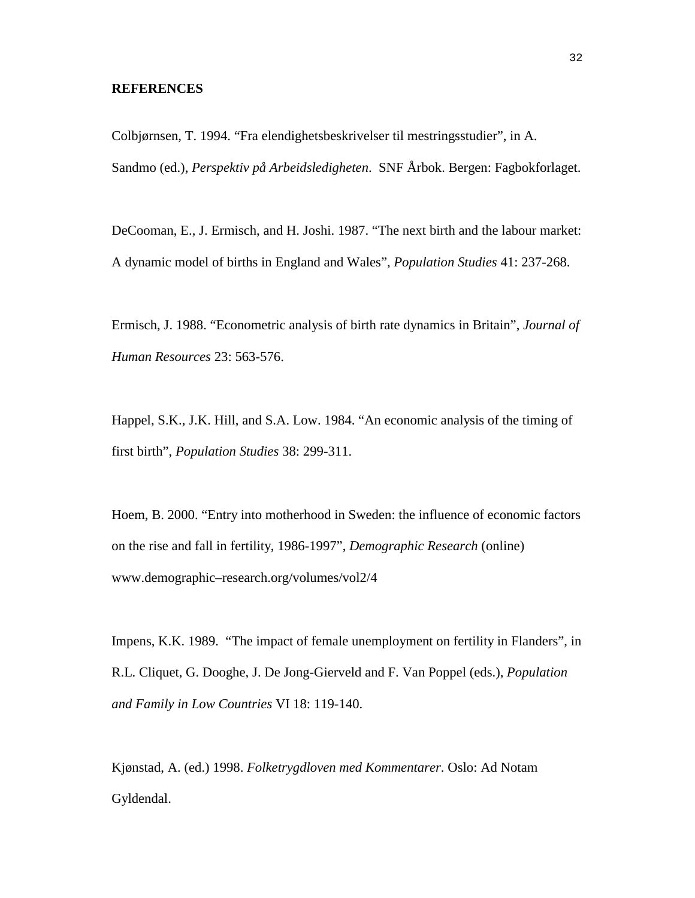## REFERENCES

Colbjørnsen, T. 1994. "Fra elendighetsbeskrivelser til mestringsstudier", in A. Sandmo (ed.), *Perspektiv på Arbeidsledigheten*. SNF Årbok. Bergen: Fagbokforlaget.

DeCooman, E., J. Ermisch, and H. Joshi. 1987. "The next birth and the labour market: A dynamic model of births in England and Wales", *Population Studies* 41: 237-268.

Ermisch, J. 1988. "Econometric analysis of birth rate dynamics in Britain", *Journal of Human Resources* 23: 563-576.

Happel, S.K., J.K. Hill, and S.A. Low. 1984. "An economic analysis of the timing of first birth", *Population Studies* 38: 299-311.

Hoem, B. 2000. "Entry into motherhood in Sweden: the influence of economic factors on the rise and fall in fertility, 1986-1997", *Demographic Research* (online) www.demographic–research.org/volumes/vol2/4

Impens, K.K. 1989. "The impact of female unemployment on fertility in Flanders", in R.L. Cliquet, G. Dooghe, J. De Jong-Gierveld and F. Van Poppel (eds.), *Population and Family in Low Countries* VI 18: 119-140.

Kjønstad, A. (ed.) 1998. *Folketrygdloven med Kommentarer*. Oslo: Ad Notam Gyldendal.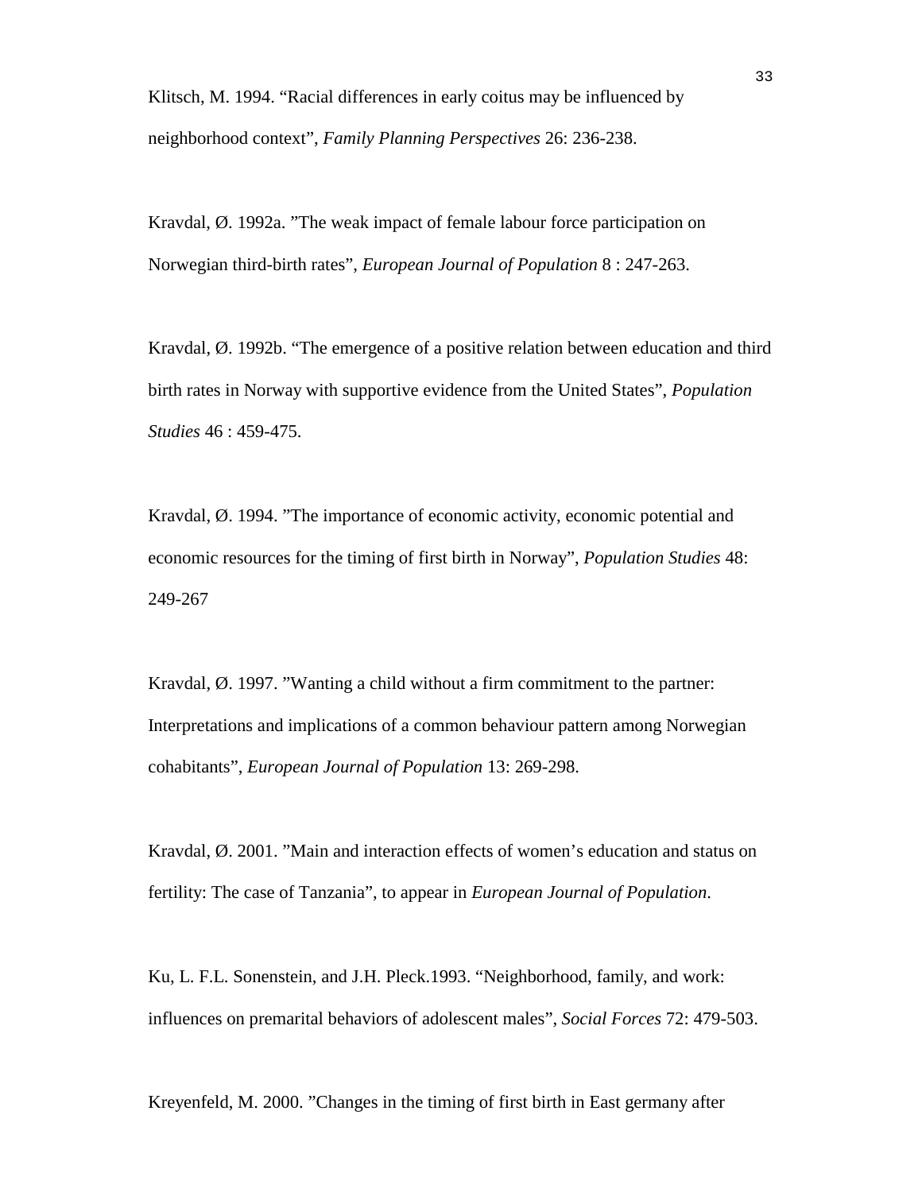Klitsch, M. 1994. “Racial differences in early coitus may be influenced by neighborhood context”, *Family Planning Perspectives* 26: 236-238.

Kravdal, Ø. 1992a. ”The weak impact of female labour force participation on Norwegian third-birth rates”, *European Journal of Population* 8 : 247-263.

Kravdal, Ø. 1992b. “The emergence of a positive relation between education and third birth rates in Norway with supportive evidence from the United States”, *Population Studies* 46 : 459-475.

Kravdal, Ø. 1994. ”The importance of economic activity, economic potential and economic resources for the timing of first birth in Norway”, *Population Studies* 48: 249-267

Kravdal, Ø. 1997. ”Wanting a child without a firm commitment to the partner: Interpretations and implications of a common behaviour pattern among Norwegian cohabitants”, *European Journal of Population* 13: 269-298.

Kravdal, Ø. 2001. ”Main and interaction effects of women’s education and status on fertility: The case of Tanzania”, to appear in *European Journal of Population*.

Ku, L. F.L. Sonenstein, and J.H. Pleck.1993. “Neighborhood, family, and work: influences on premarital behaviors of adolescent males”, *Social Forces* 72: 479-503.

Kreyenfeld, M. 2000. ”Changes in the timing of first birth in East germany after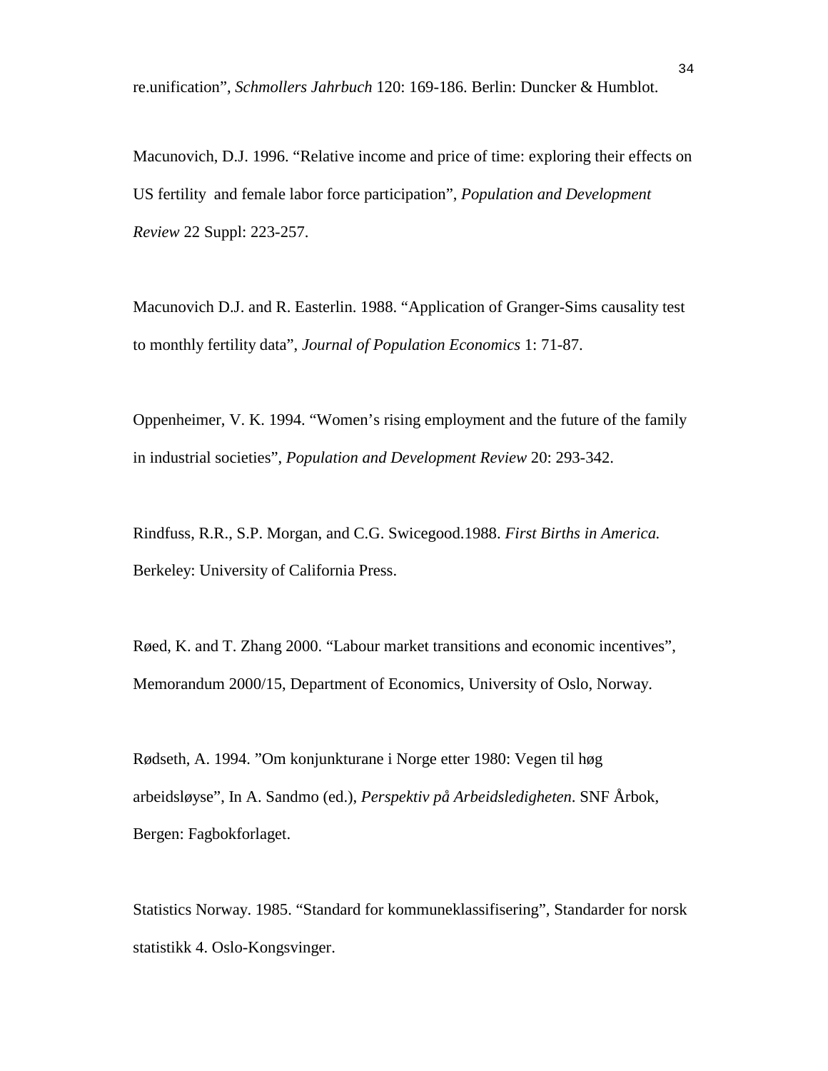re.unification", *Schmollers Jahrbuch* 120: 169-186. Berlin: Duncker & Humblot.

Macunovich, D.J. 1996. "Relative income and price of time: exploring their effects on US fertility and female labor force participation", *Population and Development Review* 22 Suppl: 223-257.

Macunovich D.J. and R. Easterlin. 1988. "Application of Granger-Sims causality test to monthly fertility data", *Journal of Population Economics* 1: 71-87.

Oppenheimer, V. K. 1994. "Women's rising employment and the future of the family in industrial societies", *Population and Development Review* 20: 293-342.

Rindfuss, R.R., S.P. Morgan, and C.G. Swicegood.1988. *First Births in America.* Berkeley: University of California Press.

Røed, K. and T. Zhang 2000. "Labour market transitions and economic incentives", Memorandum 2000/15, Department of Economics, University of Oslo, Norway.

Rødseth, A. 1994. "Om konjunkturane i Norge etter 1980: Vegen til høg arbeidsløyse", In A. Sandmo (ed.), *Perspektiv på Arbeidsledigheten*. SNF Årbok, Bergen: Fagbokforlaget.

Statistics Norway. 1985. "Standard for kommuneklassifisering", Standarder for norsk statistikk 4. Oslo-Kongsvinger.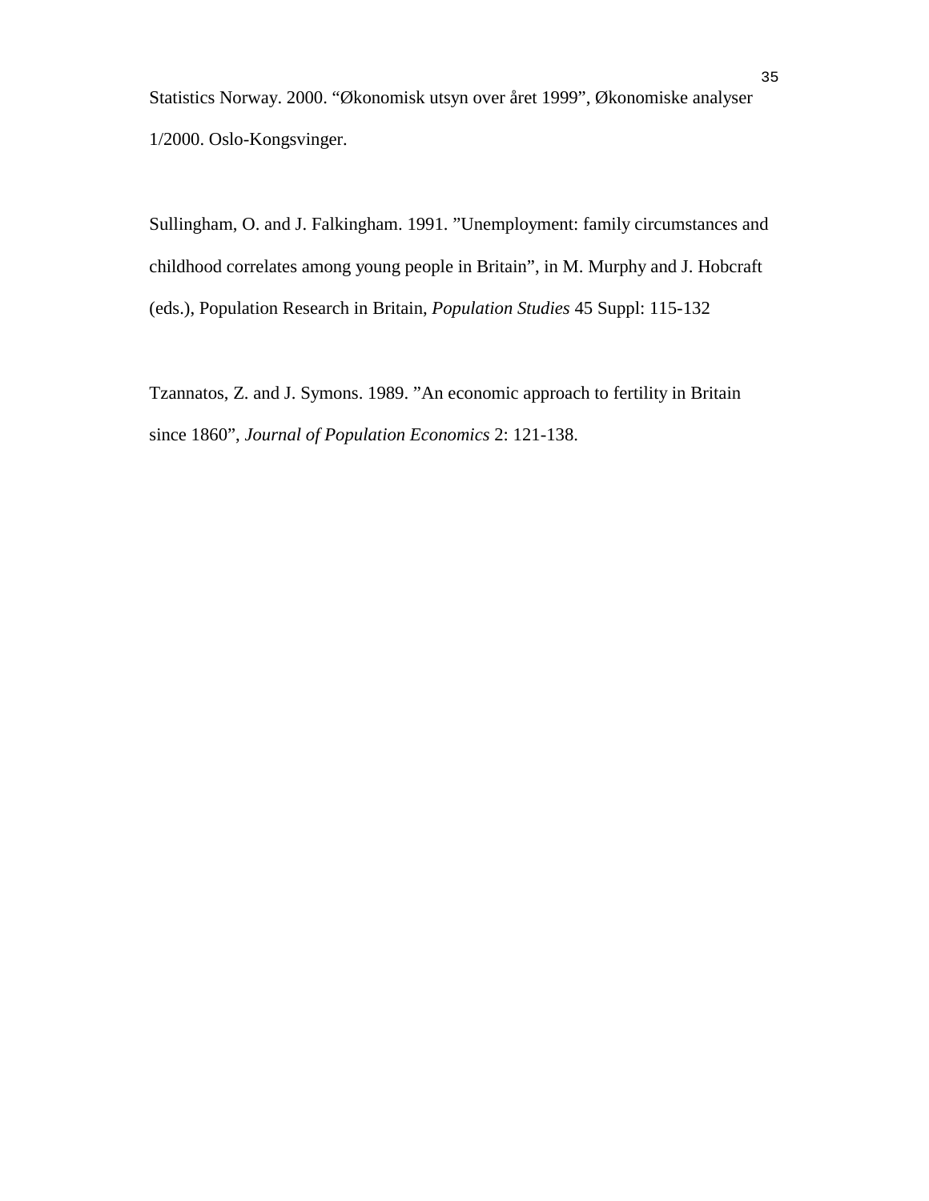Statistics Norway. 2000. "Økonomisk utsyn over året 1999", Økonomiske analyser 1/2000. Oslo-Kongsvinger.

Sullingham, O. and J. Falkingham. 1991. "Unemployment: family circumstances and childhood correlates among young people in Britain", in M. Murphy and J. Hobcraft (eds.), Population Research in Britain, *Population Studies* 45 Suppl: 115-132

Tzannatos, Z. and J. Symons. 1989. "An economic approach to fertility in Britain since 1860", *Journal of Population Economics* 2: 121-138.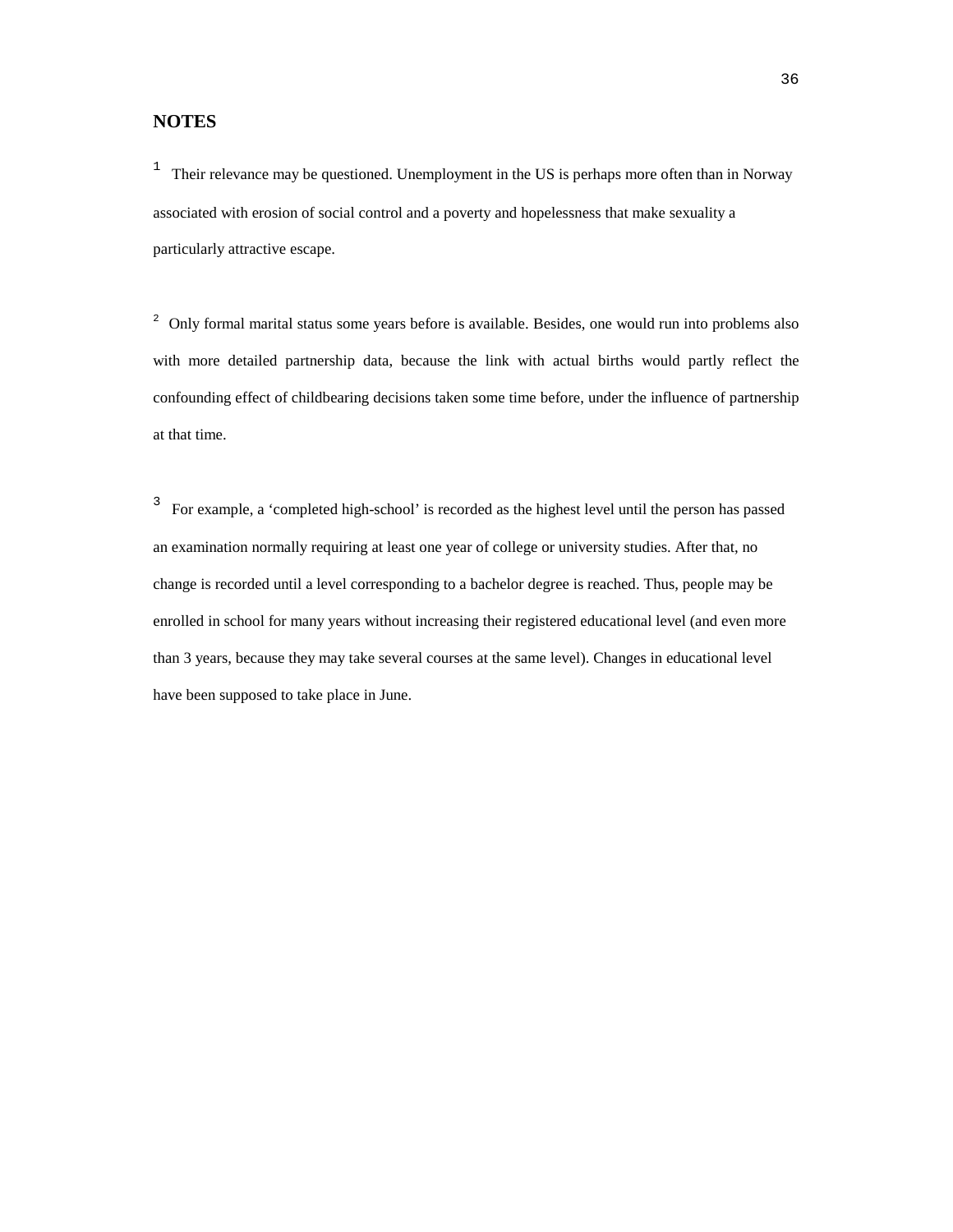## NOTES

[1] Their relevance may be questioned. Unemployment in the US is perhaps more often than in Norway associated with erosion of social control and a poverty and hopelessness that make sexuality a particularly attractive escape.

[2] Only formal marital status some years before is available. Besides, one would run into problems also with more detailed partnership data, because the link with actual births would partly reflect the confounding effect of childbearing decisions taken some time before, under the influence of partnership at that time.

[3] For example, a 'completed high-school' is recorded as the highest level until the person has passed an examination normally requiring at least one year of college or university studies. After that, no change is recorded until a level corresponding to a bachelor degree is reached. Thus, people may be enrolled in school for many years without increasing their registered educational level (and even more than 3 years, because they may take several courses at the same level). Changes in educational level have been supposed to take place in June.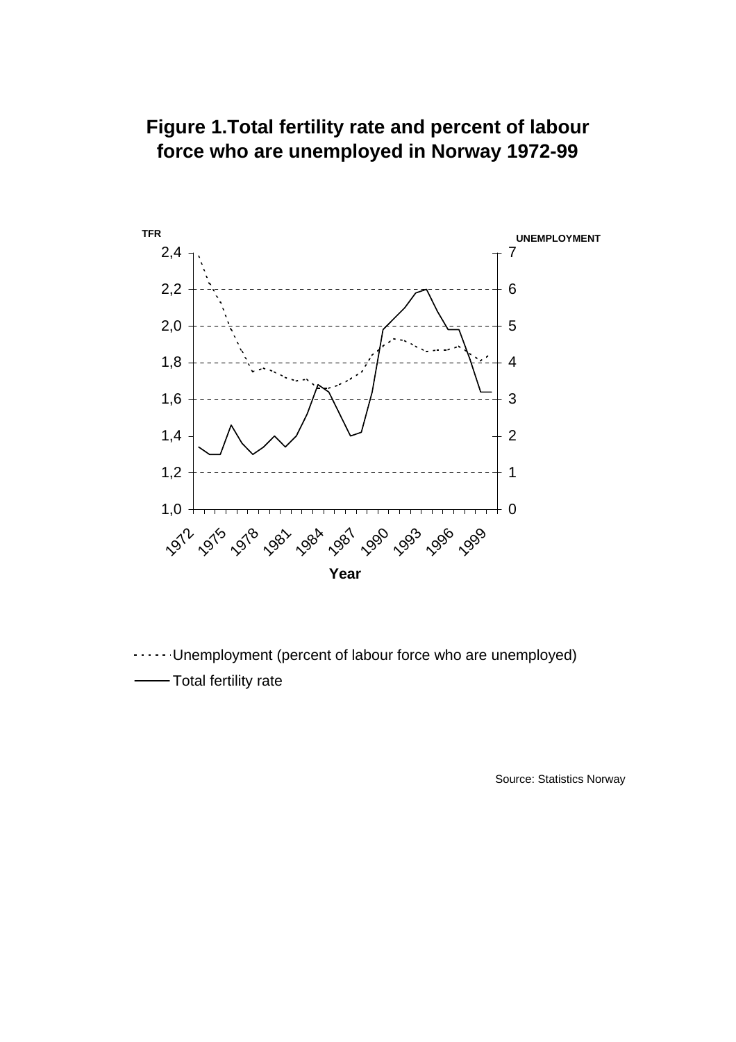## Figure 1.Total fertility rate and percent of labour force who are unemployed in Norway 1972-99

TFR

UNEMPLOYMENT

2,4 7

2,2 6

2,0 5

1,8 4

1,6 3

1,4 2

1,2 1

1,0 0

1972 1975 1978 1981 1984 1987 1990 1993 1996 1999

Year

Unemployment (percent of labour force who are unemployed)

Total fertility rate

Source: Statistics Norway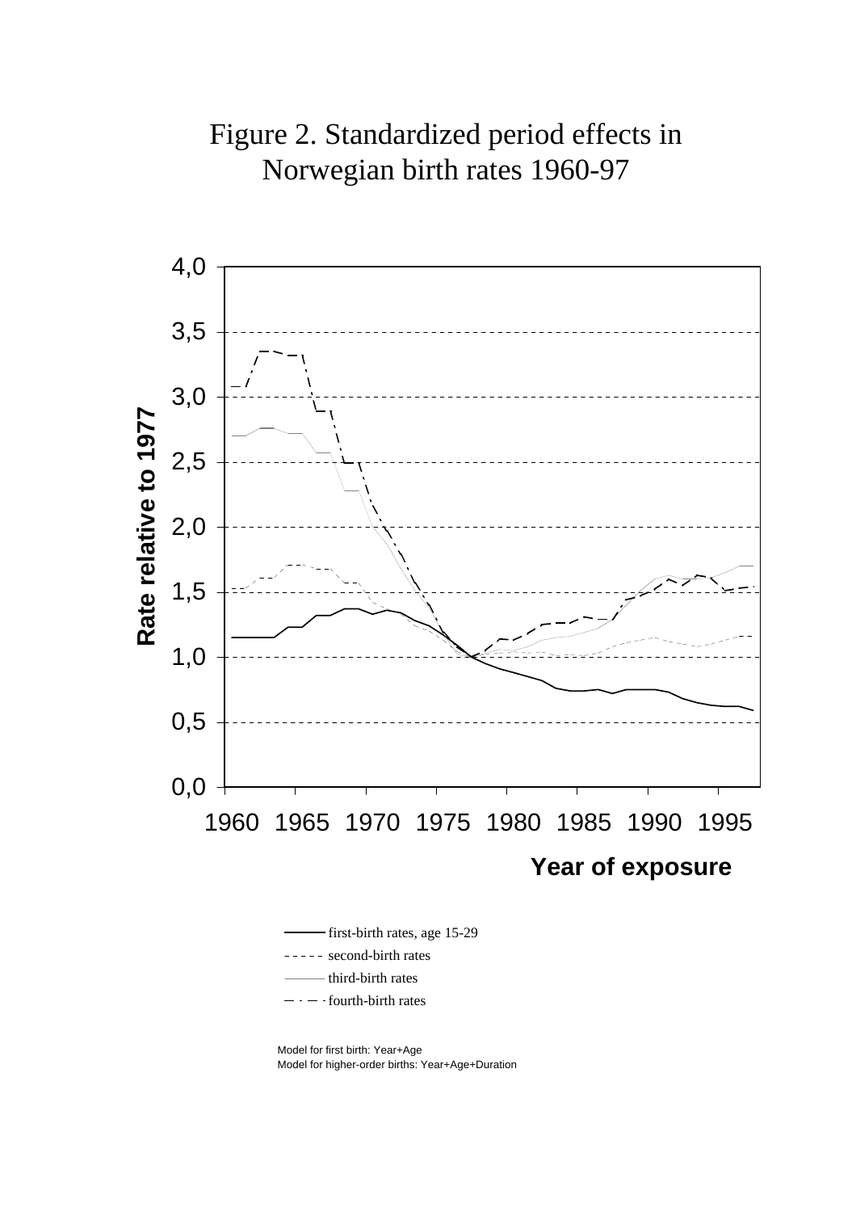# Figure 2. Standardized period effects in Norwegian birth rates 1960-97

Rate relative to 1977

4,0
3,5
3,0
2,5
2,0
1,5
1,0
0,5
0,0

1960 1965 1970 1975 1980 1985 1990 1995

**Year of exposure**

- first-birth rates, age 15-29
- second-birth rates
- third-birth rates
- fourth-birth rates

Model for first birth: Year+Age
Model for higher-order births: Year+Age+Duration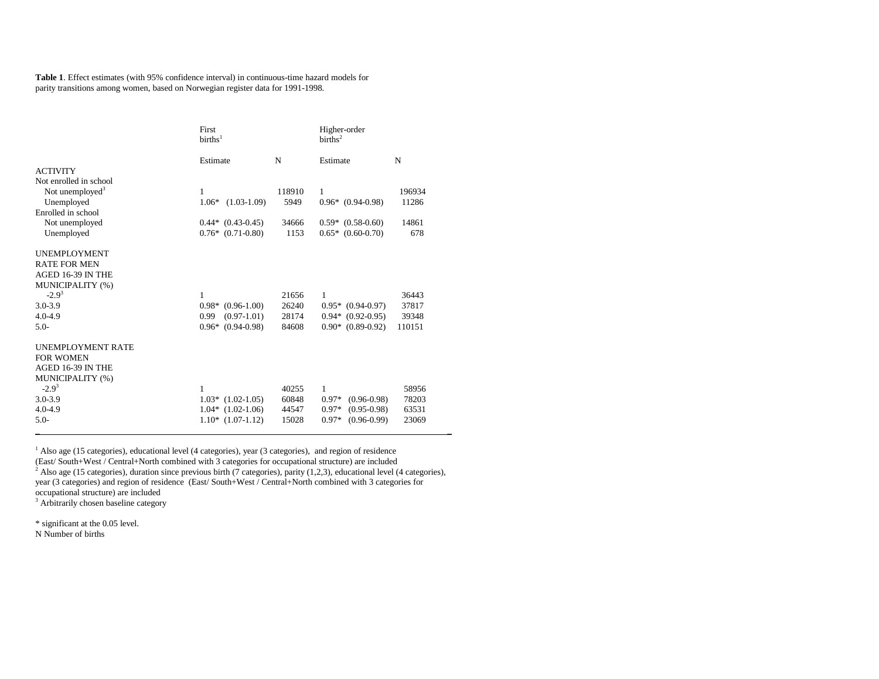**Table 1**. Effect estimates (with 95% confidence interval) in continuous-time hazard models for parity transitions among women, based on Norwegian register data for 1991-1998.

| | First births[1] | | Higher-order births[2] | |
|---|---|---|---|---|
| | Estimate | N | Estimate | N |
| ACTIVITY | | | | |
| Not enrolled in school | | | | |
| Not unemployed[3] | 1 | 118910 | 1 | 196934 |
| Unemployed | 1.06* (1.03-1.09) | 5949 | 0.96* (0.94-0.98) | 11286 |
| Enrolled in school | | | | |
| Not unemployed | 0.44* (0.43-0.45) | 34666 | 0.59* (0.58-0.60) | 14861 |
| Unemployed | 0.76* (0.71-0.80) | 1153 | 0.65* (0.60-0.70) | 678 |
| UNEMPLOYMENT RATE FOR MEN AGED 16-39 IN THE MUNICIPALITY (%) | | | | |
| -2.9[3] | 1 | 21656 | 1 | 36443 |
| 3.0-3.9 | 0.98* (0.96-1.00) | 26240 | 0.95* (0.94-0.97) | 37817 |
| 4.0-4.9 | 0.99 (0.97-1.01) | 28174 | 0.94* (0.92-0.95) | 39348 |
| 5.0- | 0.96* (0.94-0.98) | 84608 | 0.90* (0.89-0.92) | 110151 |
| UNEMPLOYMENT RATE FOR WOMEN AGED 16-39 IN THE MUNICIPALITY (%) | | | | |
| -2.9[3] | 1 | 40255 | 1 | 58956 |
| 3.0-3.9 | 1.03* (1.02-1.05) | 60848 | 0.97* (0.96-0.98) | 78203 |
| 4.0-4.9 | 1.04* (1.02-1.06) | 44547 | 0.97* (0.95-0.98) | 63531 |
| 5.0- | 1.10* (1.07-1.12) | 15028 | 0.97* (0.96-0.99) | 23069 |

[1] Also age (15 categories), educational level (4 categories), year (3 categories), and region of residence (East/ South+West / Central+North combined with 3 categories for occupational structure) are included
[2] Also age (15 categories), duration since previous birth (7 categories), parity (1,2,3), educational level (4 categories), year (3 categories) and region of residence (East/ South+West / Central+North combined with 3 categories for occupational structure) are included
[3] Arbitrarily chosen baseline category

* significant at the 0.05 level.
N Number of births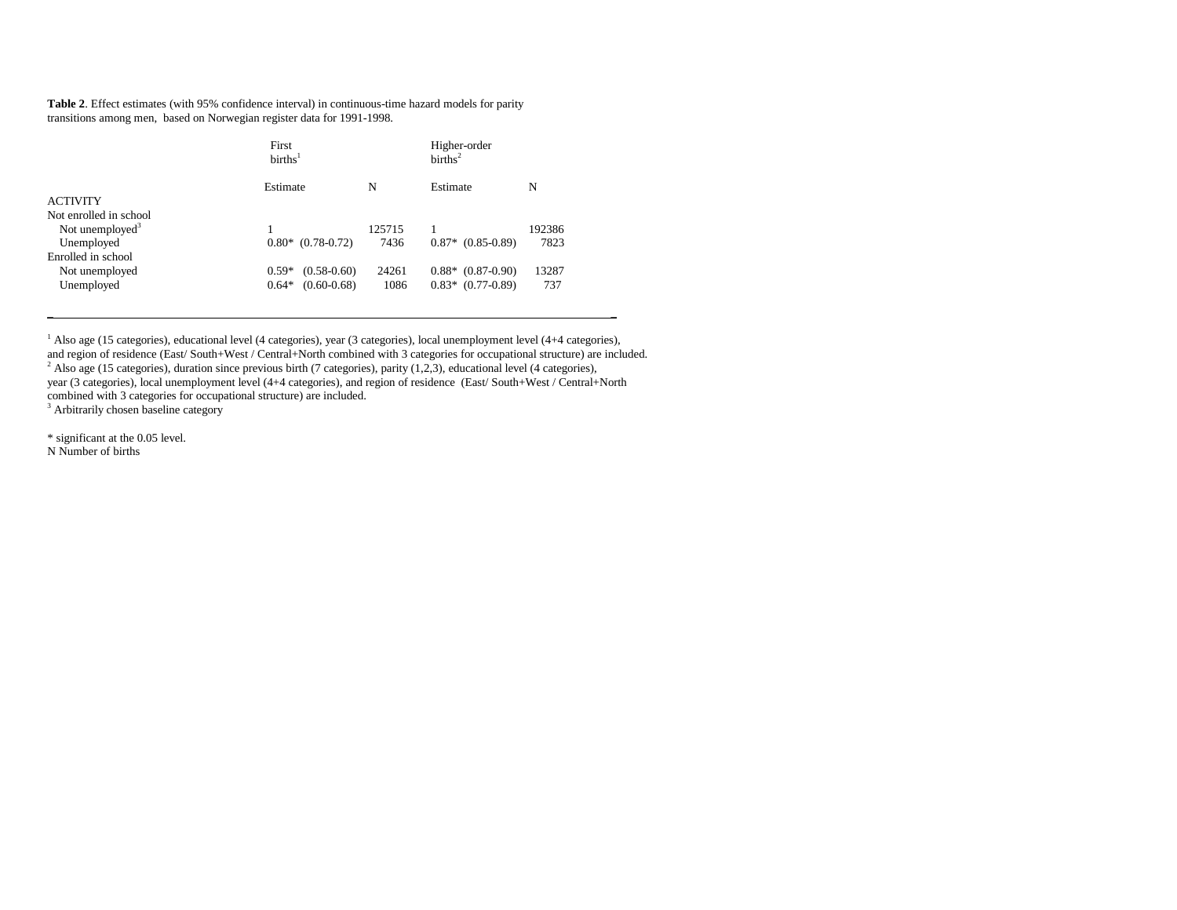**Table 2**. Effect estimates (with 95% confidence interval) in continuous-time hazard models for parity transitions among men, based on Norwegian register data for 1991-1998.

| | First births[1] | | Higher-order births[2] | |
|---|---|---|---|---|
| | Estimate | N | Estimate | N |
| ACTIVITY | | | | |
| Not enrolled in school | | | | |
| Not unemployed[3] | 1 | 125715 | 1 | 192386 |
| Unemployed | 0.80* (0.78-0.72) | 7436 | 0.87* (0.85-0.89) | 7823 |
| Enrolled in school | | | | |
| Not unemployed | 0.59* (0.58-0.60) | 24261 | 0.88* (0.87-0.90) | 13287 |
| Unemployed | 0.64* (0.60-0.68) | 1086 | 0.83* (0.77-0.89) | 737 |

[1] Also age (15 categories), educational level (4 categories), year (3 categories), local unemployment level (4+4 categories), and region of residence (East/ South+West / Central+North combined with 3 categories for occupational structure) are included.
[2] Also age (15 categories), duration since previous birth (7 categories), parity (1,2,3), educational level (4 categories), year (3 categories), local unemployment level (4+4 categories), and region of residence (East/ South+West / Central+North combined with 3 categories for occupational structure) are included.
[3] Arbitrarily chosen baseline category

* significant at the 0.05 level.
N Number of births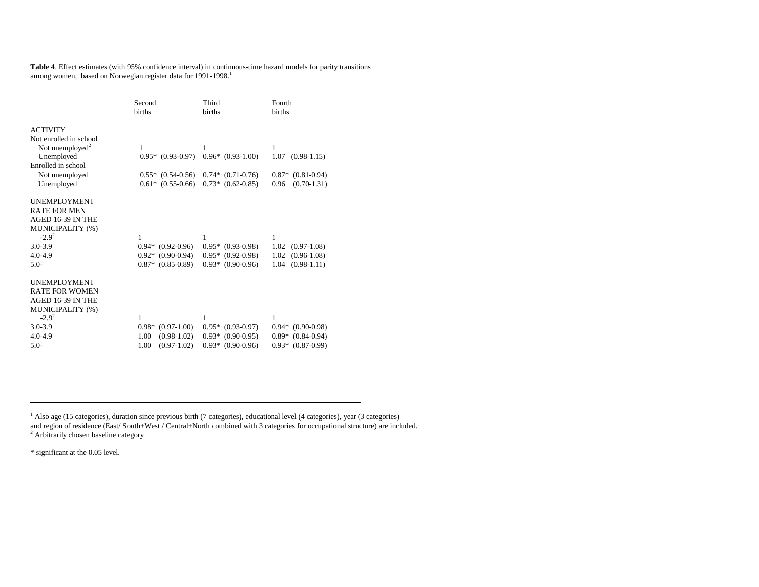**Table 4**. Effect estimates (with 95% confidence interval) in continuous-time hazard models for parity transitions among women, based on Norwegian register data for 1991-1998.[1]

| | Second births | Third births | Fourth births |
|---|---|---|---|
| ACTIVITY | | | |
| Not enrolled in school | | | |
| Not unemployed[2] | 1 | 1 | 1 |
| Unemployed | 0.95* (0.93-0.97) | 0.96* (0.93-1.00) | 1.07 (0.98-1.15) |
| Enrolled in school | | | |
| Not unemployed | 0.55* (0.54-0.56) | 0.74* (0.71-0.76) | 0.87* (0.81-0.94) |
| Unemployed | 0.61* (0.55-0.66) | 0.73* (0.62-0.85) | 0.96 (0.70-1.31) |
| UNEMPLOYMENT RATE FOR MEN AGED 16-39 IN THE MUNICIPALITY (%) | | | |
| -2.9[2] | 1 | 1 | 1 |
| 3.0-3.9 | 0.94* (0.92-0.96) | 0.95* (0.93-0.98) | 1.02 (0.97-1.08) |
| 4.0-4.9 | 0.92* (0.90-0.94) | 0.95* (0.92-0.98) | 1.02 (0.96-1.08) |
| 5.0- | 0.87* (0.85-0.89) | 0.93* (0.90-0.96) | 1.04 (0.98-1.11) |
| UNEMPLOYMENT RATE FOR WOMEN AGED 16-39 IN THE MUNICIPALITY (%) | | | |
| -2.9[2] | 1 | 1 | 1 |
| 3.0-3.9 | 0.98* (0.97-1.00) | 0.95* (0.93-0.97) | 0.94* (0.90-0.98) |
| 4.0-4.9 | 1.00 (0.98-1.02) | 0.93* (0.90-0.95) | 0.89* (0.84-0.94) |
| 5.0- | 1.00 (0.97-1.02) | 0.93* (0.90-0.96) | 0.93* (0.87-0.99) |

[1] Also age (15 categories), duration since previous birth (7 categories), educational level (4 categories), year (3 categories) and region of residence (East/ South+West / Central+North combined with 3 categories for occupational structure) are included.
[2] Arbitrarily chosen baseline category

* significant at the 0.05 level.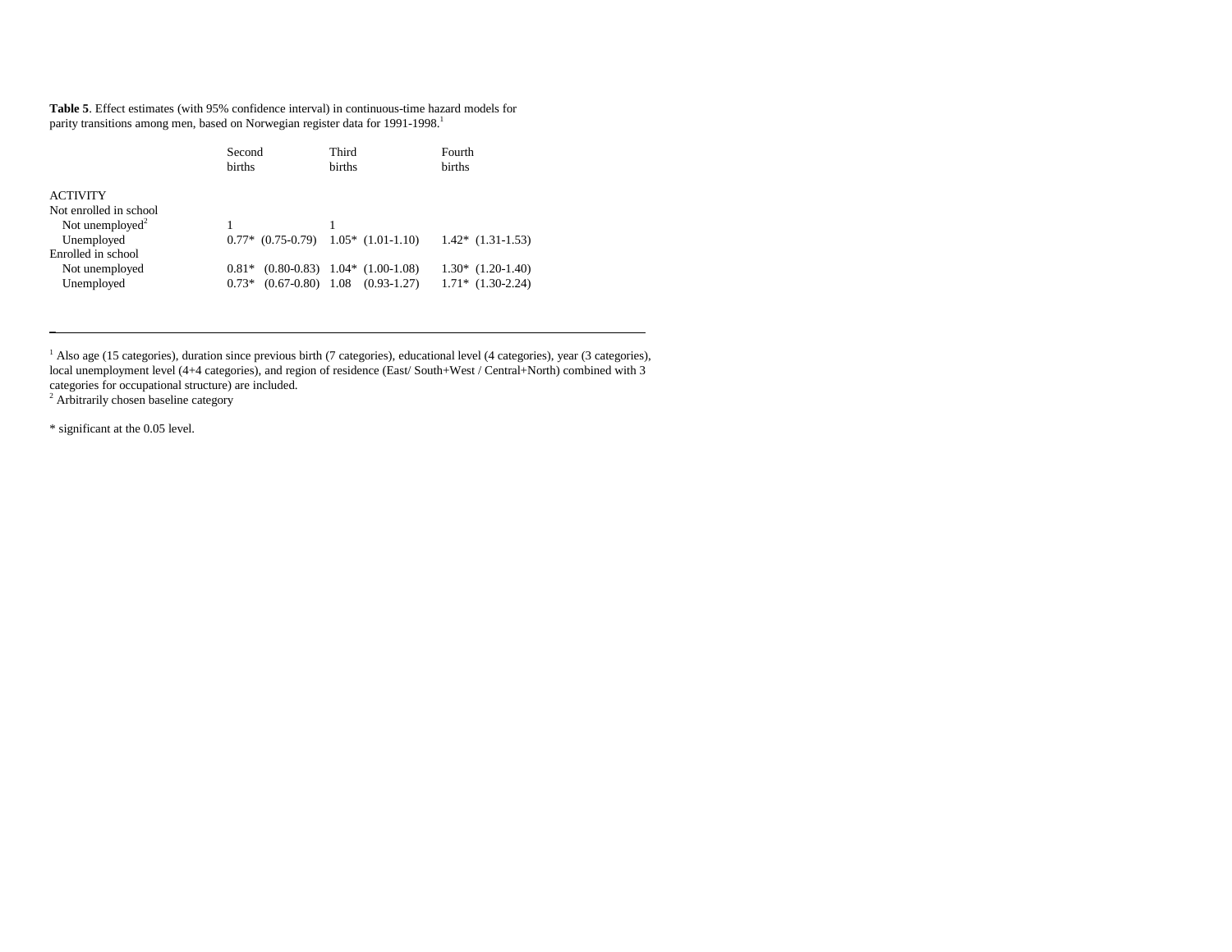**Table 5**. Effect estimates (with 95% confidence interval) in continuous-time hazard models for parity transitions among men, based on Norwegian register data for 1991-1998.[1]

| | Second births | Third births | Fourth births |
|---|---|---|---|
| ACTIVITY | | | |
| Not enrolled in school | | | |
| Not unemployed[2] | 1 | 1 | |
| Unemployed | 0.77* (0.75-0.79) | 1.05* (1.01-1.10) | 1.42* (1.31-1.53) |
| Enrolled in school | | | |
| Not unemployed | 0.81* (0.80-0.83) | 1.04* (1.00-1.08) | 1.30* (1.20-1.40) |
| Unemployed | 0.73* (0.67-0.80) | 1.08 (0.93-1.27) | 1.71* (1.30-2.24) |

[1] Also age (15 categories), duration since previous birth (7 categories), educational level (4 categories), year (3 categories), local unemployment level (4+4 categories), and region of residence (East/ South+West / Central+North) combined with 3 categories for occupational structure) are included.

[2] Arbitrarily chosen baseline category

* significant at the 0.05 level.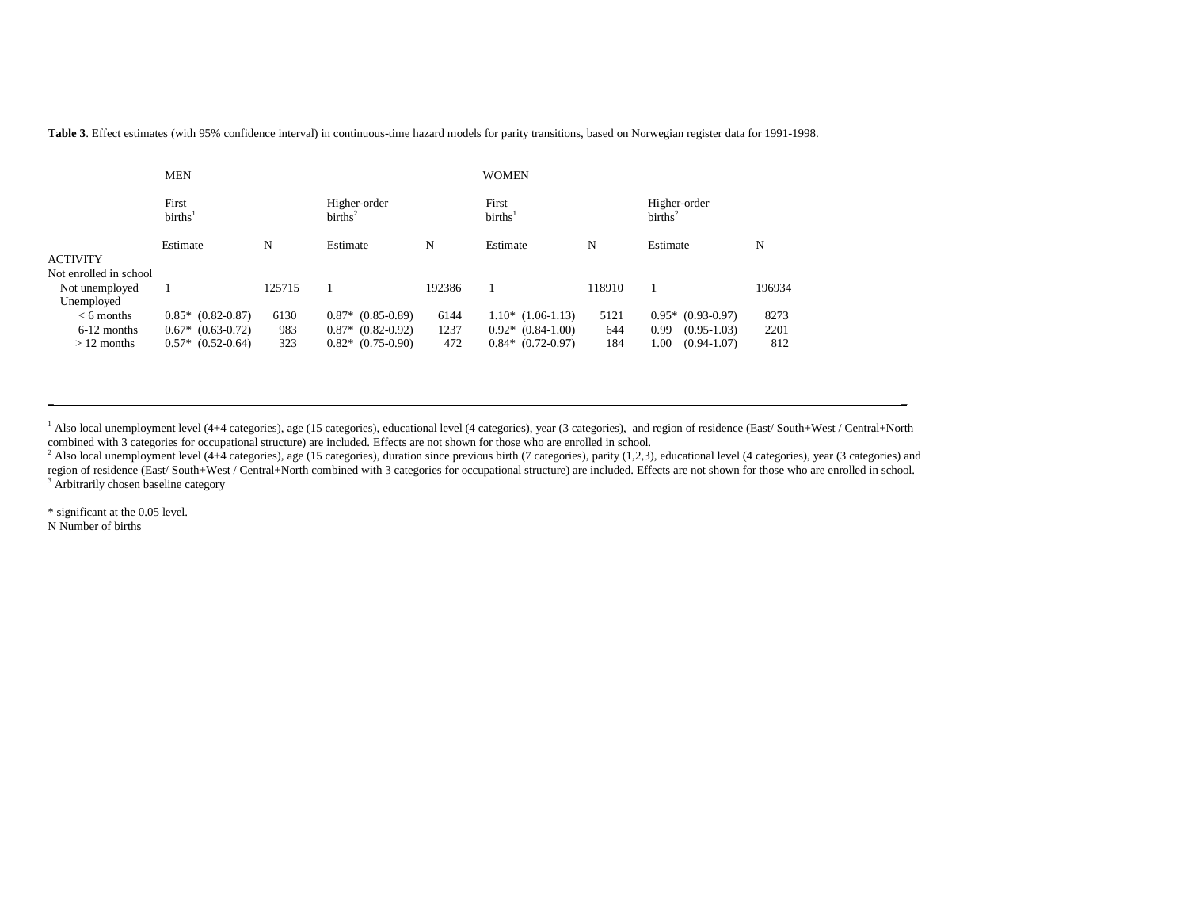**Table 3**. Effect estimates (with 95% confidence interval) in continuous-time hazard models for parity transitions, based on Norwegian register data for 1991-1998.

| | MEN | | | | WOMEN | | | |
|---|---|---|---|---|---|---|---|---|
| | First births[1] | | Higher-order births[2] | | First births[1] | | Higher-order births[2] | |
| | Estimate | N | Estimate | N | Estimate | N | Estimate | N |
| ACTIVITY | | | | | | | | |
| Not enrolled in school | | | | | | | | |
| Not unemployed | 1 | 125715 | 1 | 192386 | 1 | 118910 | 1 | 196934 |
| Unemployed | | | | | | | | |
| < 6 months | 0.85* (0.82-0.87) | 6130 | 0.87* (0.85-0.89) | 6144 | 1.10* (1.06-1.13) | 5121 | 0.95* (0.93-0.97) | 8273 |
| 6-12 months | 0.67* (0.63-0.72) | 983 | 0.87* (0.82-0.92) | 1237 | 0.92* (0.84-1.00) | 644 | 0.99 (0.95-1.03) | 2201 |
| > 12 months | 0.57* (0.52-0.64) | 323 | 0.82* (0.75-0.90) | 472 | 0.84* (0.72-0.97) | 184 | 1.00 (0.94-1.07) | 812 |

[1] Also local unemployment level (4+4 categories), age (15 categories), educational level (4 categories), year (3 categories), and region of residence (East/ South+West / Central+North combined with 3 categories for occupational structure) are included. Effects are not shown for those who are enrolled in school.
[2] Also local unemployment level (4+4 categories), age (15 categories), duration since previous birth (7 categories), parity (1,2,3), educational level (4 categories), year (3 categories) and region of residence (East/ South+West / Central+North combined with 3 categories for occupational structure) are included. Effects are not shown for those who are enrolled in school.
[3] Arbitrarily chosen baseline category

* significant at the 0.05 level.
N Number of births